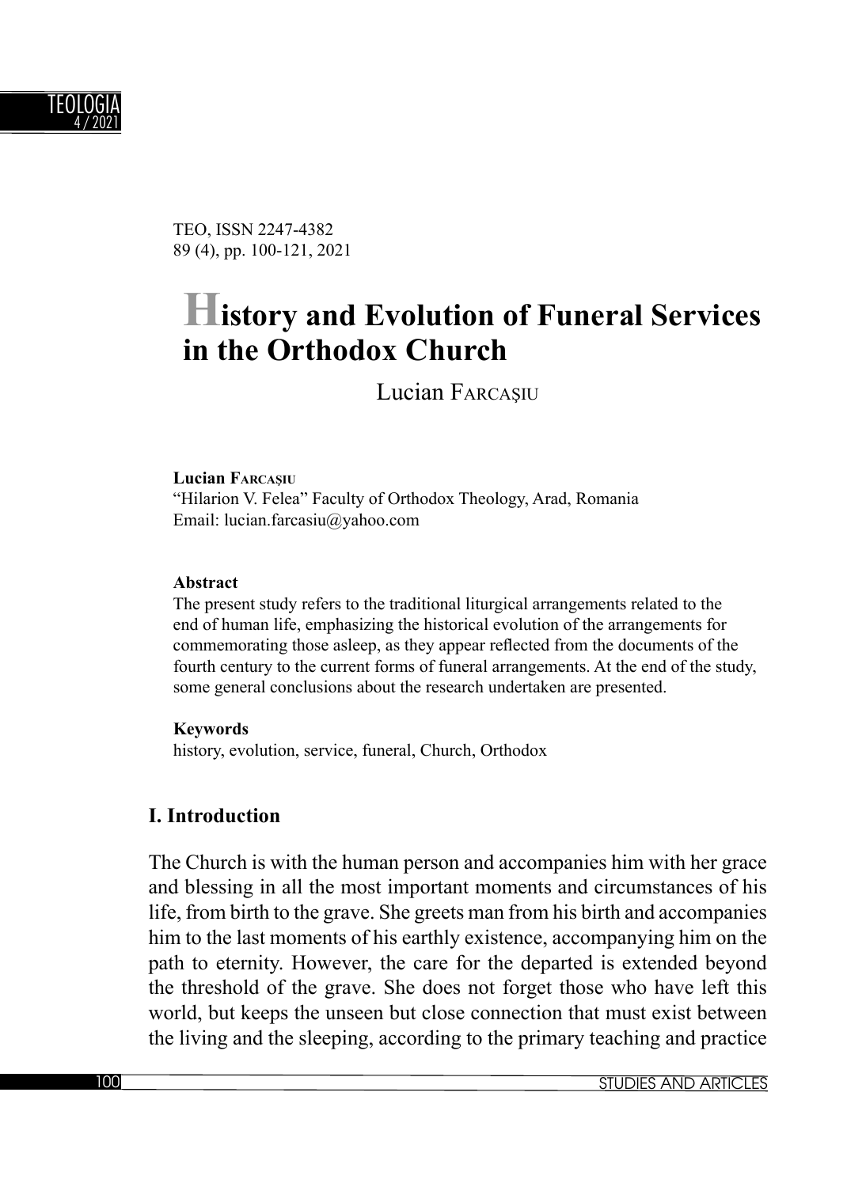TEO, ISSN 2247-4382
89 (4), pp. 100-121, 2021

# History and Evolution of Funeral Services in the Orthodox Church

Lucian Farcaşiu

**Lucian Farcaşiu**
"Hilarion V. Felea" Faculty of Orthodox Theology, Arad, Romania
Email: lucian.farcasiu@yahoo.com

**Abstract**
The present study refers to the traditional liturgical arrangements related to the end of human life, emphasizing the historical evolution of the arrangements for commemorating those asleep, as they appear reflected from the documents of the fourth century to the current forms of funeral arrangements. At the end of the study, some general conclusions about the research undertaken are presented.

**Keywords**
history, evolution, service, funeral, Church, Orthodox

## I. Introduction

The Church is with the human person and accompanies him with her grace and blessing in all the most important moments and circumstances of his life, from birth to the grave. She greets man from his birth and accompanies him to the last moments of his earthly existence, accompanying him on the path to eternity. However, the care for the departed is extended beyond the threshold of the grave. She does not forget those who have left this world, but keeps the unseen but close connection that must exist between the living and the sleeping, according to the primary teaching and practice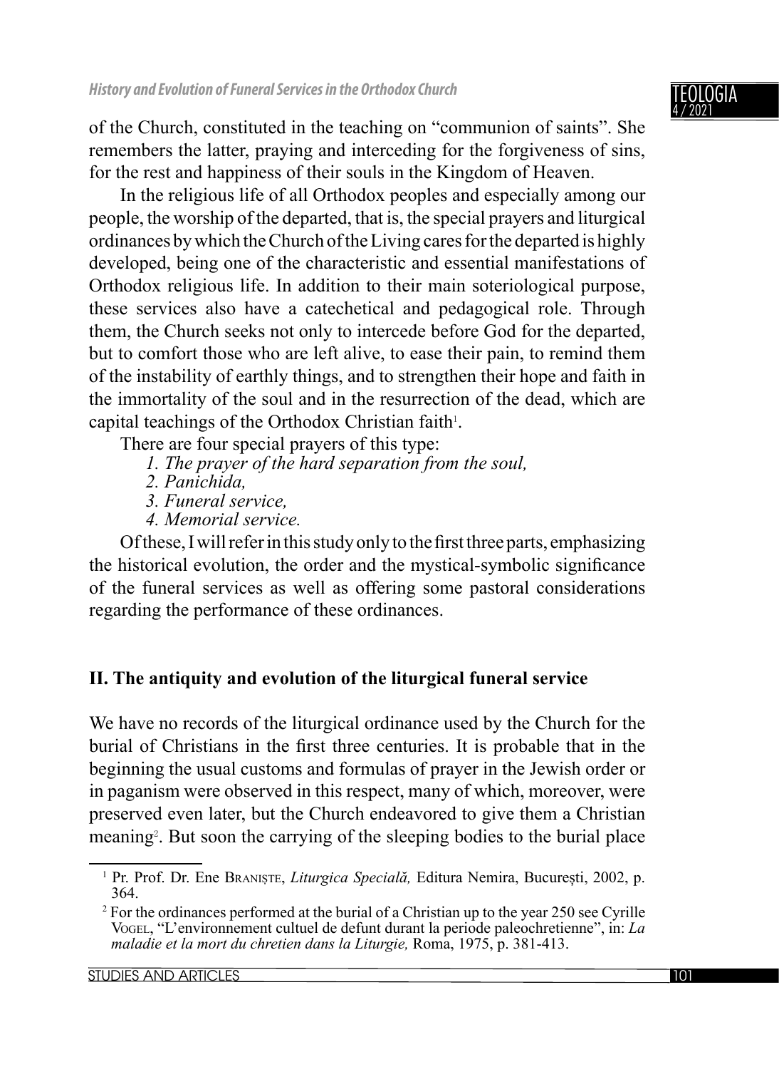of the Church, constituted in the teaching on "communion of saints". She remembers the latter, praying and interceding for the forgiveness of sins, for the rest and happiness of their souls in the Kingdom of Heaven.

In the religious life of all Orthodox peoples and especially among our people, the worship of the departed, that is, the special prayers and liturgical ordinances by which the Church of the Living cares for the departed is highly developed, being one of the characteristic and essential manifestations of Orthodox religious life. In addition to their main soteriological purpose, these services also have a catechetical and pedagogical role. Through them, the Church seeks not only to intercede before God for the departed, but to comfort those who are left alive, to ease their pain, to remind them of the instability of earthly things, and to strengthen their hope and faith in the immortality of the soul and in the resurrection of the dead, which are capital teachings of the Orthodox Christian faith[1].

There are four special prayers of this type:

*1. The prayer of the hard separation from the soul,*
*2. Panichida,*
*3. Funeral service,*
*4. Memorial service.*

Of these, I will refer in this study only to the first three parts, emphasizing the historical evolution, the order and the mystical-symbolic significance of the funeral services as well as offering some pastoral considerations regarding the performance of these ordinances.

## II. The antiquity and evolution of the liturgical funeral service

We have no records of the liturgical ordinance used by the Church for the burial of Christians in the first three centuries. It is probable that in the beginning the usual customs and formulas of prayer in the Jewish order or in paganism were observed in this respect, many of which, moreover, were preserved even later, but the Church endeavored to give them a Christian meaning[2]. But soon the carrying of the sleeping bodies to the burial place

---

[1] Pr. Prof. Dr. Ene Braniște, *Liturgica Specială,* Editura Nemira, București, 2002, p. 364.

[2] For the ordinances performed at the burial of a Christian up to the year 250 see Cyrille Vogel, "L'environnement cultuel de defunt durant la periode paleochretienne", in: *La maladie et la mort du chretien dans la Liturgie,* Roma, 1975, p. 381-413.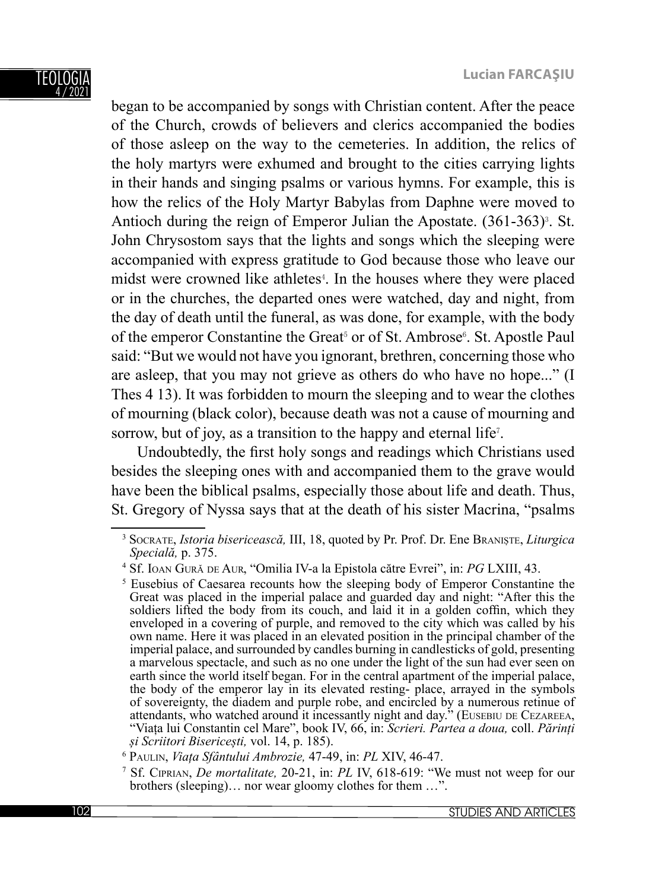began to be accompanied by songs with Christian content. After the peace of the Church, crowds of believers and clerics accompanied the bodies of those asleep on the way to the cemeteries. In addition, the relics of the holy martyrs were exhumed and brought to the cities carrying lights in their hands and singing psalms or various hymns. For example, this is how the relics of the Holy Martyr Babylas from Daphne were moved to Antioch during the reign of Emperor Julian the Apostate. (361-363)[3]. St. John Chrysostom says that the lights and songs which the sleeping were accompanied with express gratitude to God because those who leave our midst were crowned like athletes[4]. In the houses where they were placed or in the churches, the departed ones were watched, day and night, from the day of death until the funeral, as was done, for example, with the body of the emperor Constantine the Great[5] or of St. Ambrose[6]. St. Apostle Paul said: "But we would not have you ignorant, brethren, concerning those who are asleep, that you may not grieve as others do who have no hope..." (I Thes 4 13). It was forbidden to mourn the sleeping and to wear the clothes of mourning (black color), because death was not a cause of mourning and sorrow, but of joy, as a transition to the happy and eternal life[7].

Undoubtedly, the first holy songs and readings which Christians used besides the sleeping ones with and accompanied them to the grave would have been the biblical psalms, especially those about life and death. Thus, St. Gregory of Nyssa says that at the death of his sister Macrina, "psalms

---

[3] Socrate, *Istoria bisericească,* III, 18, quoted by Pr. Prof. Dr. Ene Branişte, *Liturgica Specială,* p. 375.

[4] Sf. Ioan Gură de Aur, "Omilia IV-a la Epistola către Evrei", in: *PG* LXIII, 43.

[5] Eusebius of Caesarea recounts how the sleeping body of Emperor Constantine the Great was placed in the imperial palace and guarded day and night: "After this the soldiers lifted the body from its couch, and laid it in a golden coffin, which they enveloped in a covering of purple, and removed to the city which was called by his own name. Here it was placed in an elevated position in the principal chamber of the imperial palace, and surrounded by candles burning in candlesticks of gold, presenting a marvelous spectacle, and such as no one under the light of the sun had ever seen on earth since the world itself began. For in the central apartment of the imperial palace, the body of the emperor lay in its elevated resting- place, arrayed in the symbols of sovereignty, the diadem and purple robe, and encircled by a numerous retinue of attendants, who watched around it incessantly night and day." (Eusebiu de Cezareea, "Viața lui Constantin cel Mare", book IV, 66, in: *Scrieri. Partea a doua,* coll. *Părinți și Scriitori Bisericești,* vol. 14, p. 185).

[6] Paulin, *Viața Sfântului Ambrozie,* 47-49, in: *PL* XIV, 46-47.

[7] Sf. Ciprian, *De mortalitate,* 20-21, in: *PL* IV, 618-619: "We must not weep for our brothers (sleeping)… nor wear gloomy clothes for them …".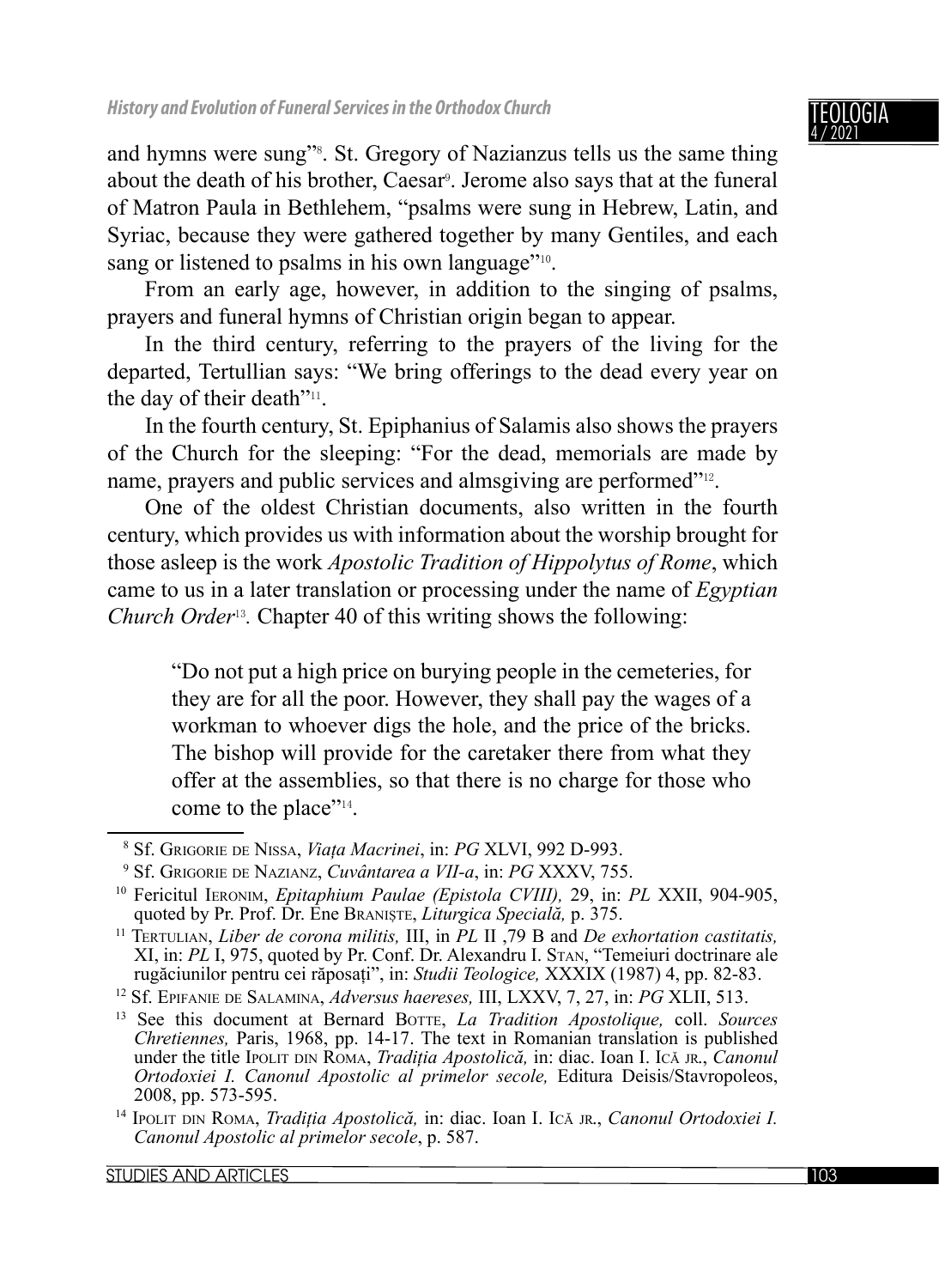and hymns were sung"[8]. St. Gregory of Nazianzus tells us the same thing about the death of his brother, Caesar[9]. Jerome also says that at the funeral of Matron Paula in Bethlehem, "psalms were sung in Hebrew, Latin, and Syriac, because they were gathered together by many Gentiles, and each sang or listened to psalms in his own language"[10].

From an early age, however, in addition to the singing of psalms, prayers and funeral hymns of Christian origin began to appear.

In the third century, referring to the prayers of the living for the departed, Tertullian says: "We bring offerings to the dead every year on the day of their death"[11].

In the fourth century, St. Epiphanius of Salamis also shows the prayers of the Church for the sleeping: "For the dead, memorials are made by name, prayers and public services and almsgiving are performed"[12].

One of the oldest Christian documents, also written in the fourth century, which provides us with information about the worship brought for those asleep is the work *Apostolic Tradition of Hippolytus of Rome*, which came to us in a later translation or processing under the name of *Egyptian Church Order*[13]. Chapter 40 of this writing shows the following:

> "Do not put a high price on burying people in the cemeteries, for they are for all the poor. However, they shall pay the wages of a workman to whoever digs the hole, and the price of the bricks. The bishop will provide for the caretaker there from what they offer at the assemblies, so that there is no charge for those who come to the place"[14].

---

[8] Sf. Grigorie de Nissa, *Viața Macrinei*, in: *PG* XLVI, 992 D-993.

[9] Sf. Grigorie de Nazianz, *Cuvântarea a VII-a*, in: *PG* XXXV, 755.

[10] Fericitul Ieronim, *Epitaphium Paulae (Epistola CVIII),* 29, in: *PL* XXII, 904-905, quoted by Pr. Prof. Dr. Ene Braniște, *Liturgica Specială,* p. 375.

[11] Tertulian, *Liber de corona militis,* III, in *PL* II ,79 B and *De exhortation castitatis,* XI, in: *PL* I, 975, quoted by Pr. Conf. Dr. Alexandru I. Stan, "Temeiuri doctrinare ale rugăciunilor pentru cei răposați", in: *Studii Teologice,* XXXIX (1987) 4, pp. 82-83.

[12] Sf. Epifanie de Salamina, *Adversus haereses,* III, LXXV, 7, 27, in: *PG* XLII, 513.

[13] See this document at Bernard Botte, *La Tradition Apostolique,* coll. *Sources Chretiennes,* Paris, 1968, pp. 14-17. The text in Romanian translation is published under the title Ipolit din Roma, *Tradiția Apostolică,* in: diac. Ioan I. Ică jr., *Canonul Ortodoxiei I. Canonul Apostolic al primelor secole,* Editura Deisis/Stavropoleos, 2008, pp. 573-595.

[14] Ipolit din Roma, *Tradiția Apostolică,* in: diac. Ioan I. Ică jr., *Canonul Ortodoxiei I. Canonul Apostolic al primelor secole*, p. 587.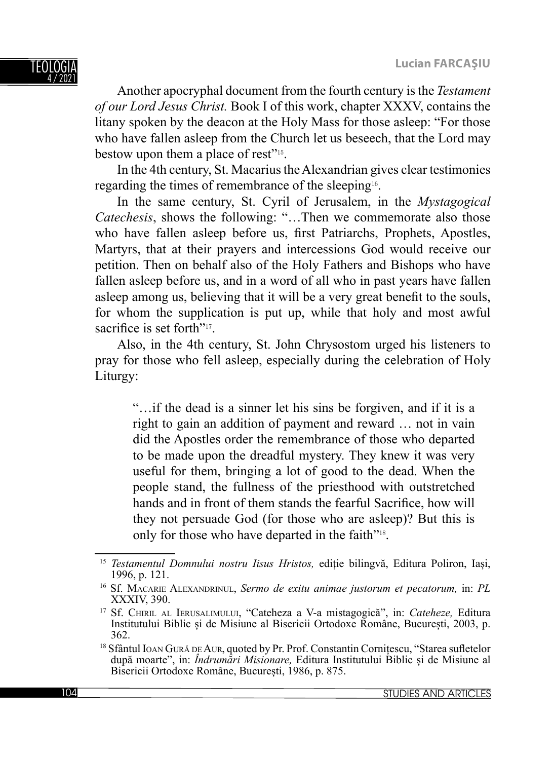Another apocryphal document from the fourth century is the *Testament of our Lord Jesus Christ.* Book I of this work, chapter XXXV, contains the litany spoken by the deacon at the Holy Mass for those asleep: "For those who have fallen asleep from the Church let us beseech, that the Lord may bestow upon them a place of rest"[15].

In the 4th century, St. Macarius the Alexandrian gives clear testimonies regarding the times of remembrance of the sleeping[16].

In the same century, St. Cyril of Jerusalem, in the *Mystagogical Catechesis*, shows the following: "…Then we commemorate also those who have fallen asleep before us, first Patriarchs, Prophets, Apostles, Martyrs, that at their prayers and intercessions God would receive our petition. Then on behalf also of the Holy Fathers and Bishops who have fallen asleep before us, and in a word of all who in past years have fallen asleep among us, believing that it will be a very great benefit to the souls, for whom the supplication is put up, while that holy and most awful sacrifice is set forth"[17].

Also, in the 4th century, St. John Chrysostom urged his listeners to pray for those who fell asleep, especially during the celebration of Holy Liturgy:

> "…if the dead is a sinner let his sins be forgiven, and if it is a right to gain an addition of payment and reward … not in vain did the Apostles order the remembrance of those who departed to be made upon the dreadful mystery. They knew it was very useful for them, bringing a lot of good to the dead. When the people stand, the fullness of the priesthood with outstretched hands and in front of them stands the fearful Sacrifice, how will they not persuade God (for those who are asleep)? But this is only for those who have departed in the faith"[18].

---

[15] *Testamentul Domnului nostru Iisus Hristos,* ediție bilingvă, Editura Poliron, Iași, 1996, p. 121.

[16] Sf. Macarie Alexandrinul, *Sermo de exitu animae justorum et pecatorum,* in: *PL* XXXIV, 390.

[17] Sf. Chiril al Ierusalimului, "Cateheza a V-a mistagogică", in: *Cateheze,* Editura Institutului Biblic și de Misiune al Bisericii Ortodoxe Române, București, 2003, p. 362.

[18] Sfântul Ioan Gură de Aur, quoted by Pr. Prof. Constantin Cornițescu, "Starea sufletelor după moarte", in: *Îndrumări Misionare,* Editura Institutului Biblic și de Misiune al Bisericii Ortodoxe Române, București, 1986, p. 875.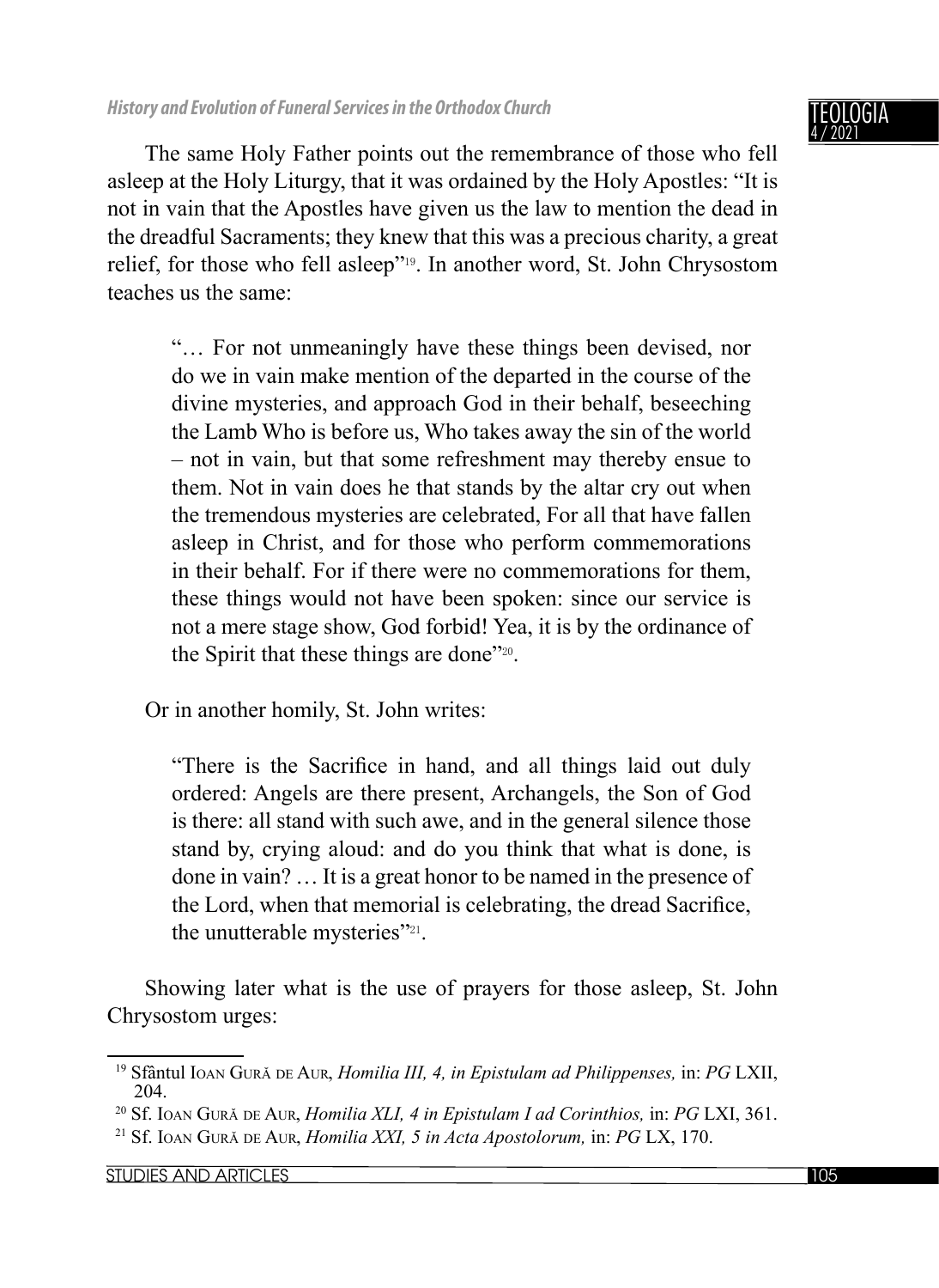The same Holy Father points out the remembrance of those who fell asleep at the Holy Liturgy, that it was ordained by the Holy Apostles: "It is not in vain that the Apostles have given us the law to mention the dead in the dreadful Sacraments; they knew that this was a precious charity, a great relief, for those who fell asleep"[19]. In another word, St. John Chrysostom teaches us the same:

> "… For not unmeaningly have these things been devised, nor do we in vain make mention of the departed in the course of the divine mysteries, and approach God in their behalf, beseeching the Lamb Who is before us, Who takes away the sin of the world – not in vain, but that some refreshment may thereby ensue to them. Not in vain does he that stands by the altar cry out when the tremendous mysteries are celebrated, For all that have fallen asleep in Christ, and for those who perform commemorations in their behalf. For if there were no commemorations for them, these things would not have been spoken: since our service is not a mere stage show, God forbid! Yea, it is by the ordinance of the Spirit that these things are done"[20].

Or in another homily, St. John writes:

> "There is the Sacrifice in hand, and all things laid out duly ordered: Angels are there present, Archangels, the Son of God is there: all stand with such awe, and in the general silence those stand by, crying aloud: and do you think that what is done, is done in vain? … It is a great honor to be named in the presence of the Lord, when that memorial is celebrating, the dread Sacrifice, the unutterable mysteries"[21].

Showing later what is the use of prayers for those asleep, St. John Chrysostom urges:

---

[19] Sfântul Ioan Gură de Aur, *Homilia III, 4, in Epistulam ad Philippenses,* in: *PG* LXII, 204.

[20] Sf. Ioan Gură de Aur, *Homilia XLI, 4 in Epistulam I ad Corinthios,* in: *PG* LXI, 361.

[21] Sf. Ioan Gură de Aur, *Homilia XXI, 5 in Acta Apostolorum,* in: *PG* LX, 170.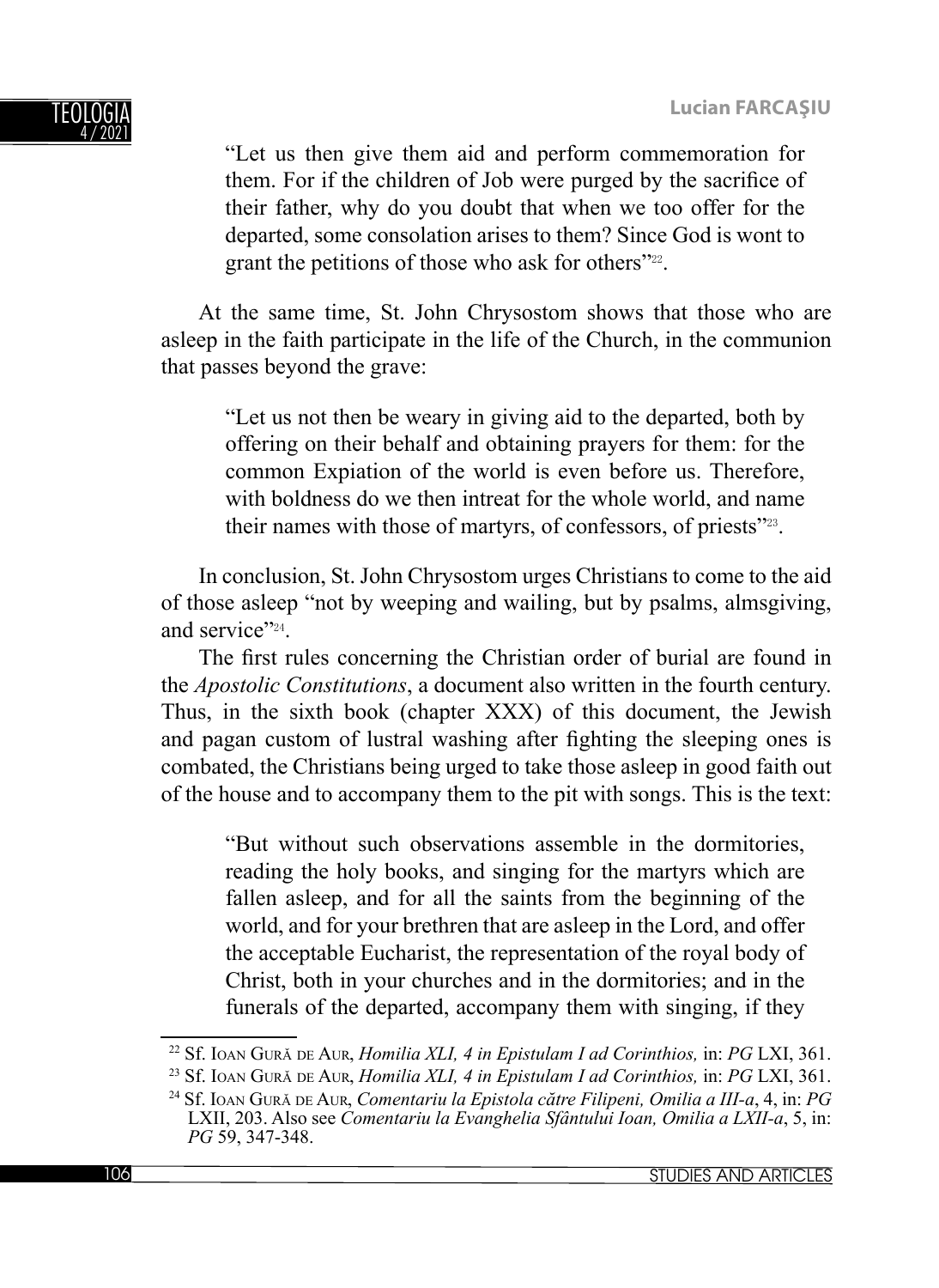> "Let us then give them aid and perform commemoration for them. For if the children of Job were purged by the sacrifice of their father, why do you doubt that when we too offer for the departed, some consolation arises to them? Since God is wont to grant the petitions of those who ask for others"[22].

At the same time, St. John Chrysostom shows that those who are asleep in the faith participate in the life of the Church, in the communion that passes beyond the grave:

> "Let us not then be weary in giving aid to the departed, both by offering on their behalf and obtaining prayers for them: for the common Expiation of the world is even before us. Therefore, with boldness do we then intreat for the whole world, and name their names with those of martyrs, of confessors, of priests"[23].

In conclusion, St. John Chrysostom urges Christians to come to the aid of those asleep "not by weeping and wailing, but by psalms, almsgiving, and service"[24].

The first rules concerning the Christian order of burial are found in the *Apostolic Constitutions*, a document also written in the fourth century. Thus, in the sixth book (chapter XXX) of this document, the Jewish and pagan custom of lustral washing after fighting the sleeping ones is combated, the Christians being urged to take those asleep in good faith out of the house and to accompany them to the pit with songs. This is the text:

> "But without such observations assemble in the dormitories, reading the holy books, and singing for the martyrs which are fallen asleep, and for all the saints from the beginning of the world, and for your brethren that are asleep in the Lord, and offer the acceptable Eucharist, the representation of the royal body of Christ, both in your churches and in the dormitories; and in the funerals of the departed, accompany them with singing, if they

---

[22] Sf. Ioan Gură de Aur, *Homilia XLI, 4 in Epistulam I ad Corinthios,* in: *PG* LXI, 361.

[23] Sf. Ioan Gură de Aur, *Homilia XLI, 4 in Epistulam I ad Corinthios,* in: *PG* LXI, 361.

[24] Sf. Ioan Gură de Aur, *Comentariu la Epistola către Filipeni, Omilia a III-a*, 4, in: *PG* LXII, 203. Also see *Comentariu la Evanghelia Sfântului Ioan, Omilia a LXII-a*, 5, in: *PG* 59, 347-348.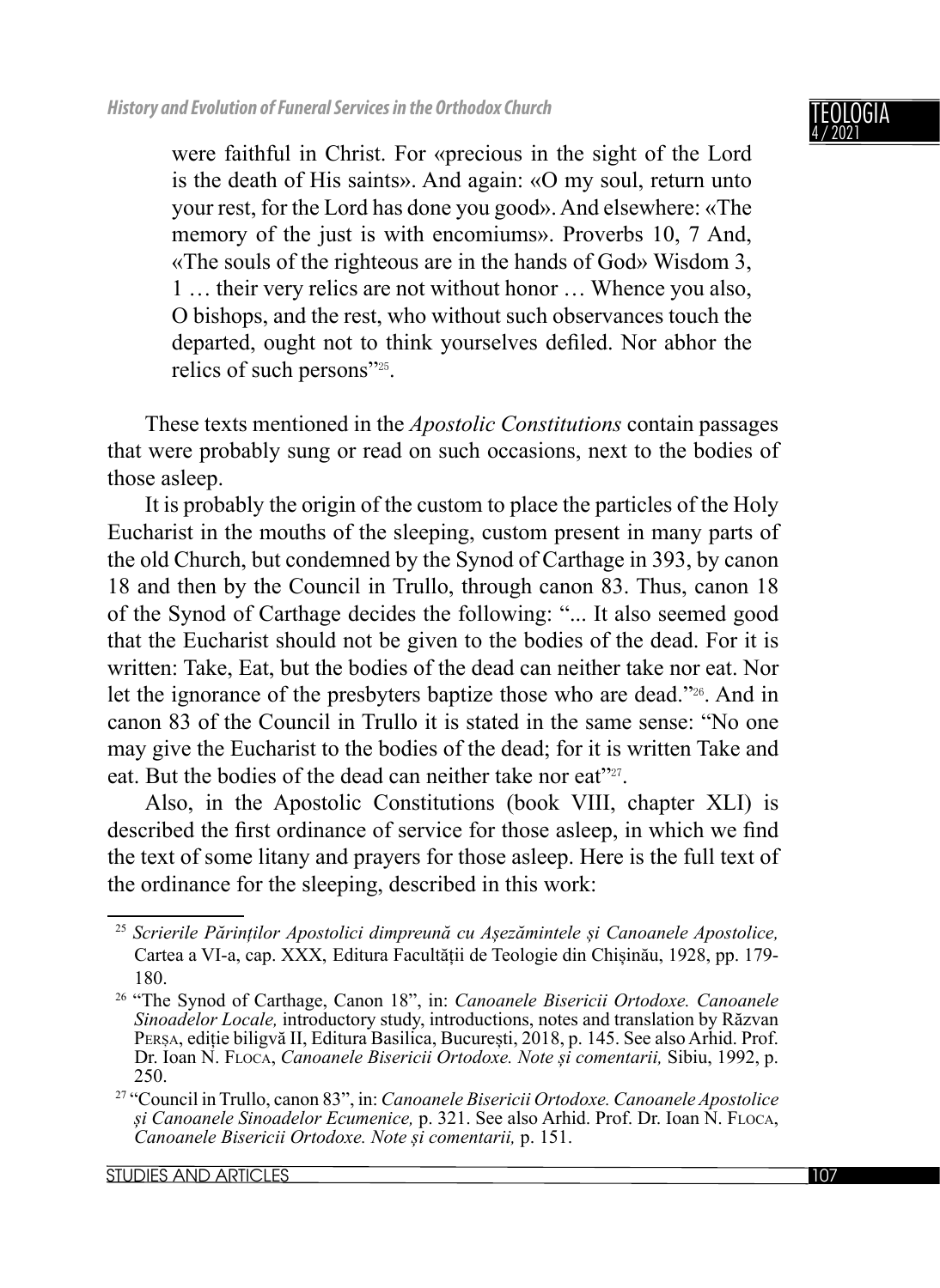> were faithful in Christ. For «precious in the sight of the Lord is the death of His saints». And again: «O my soul, return unto your rest, for the Lord has done you good». And elsewhere: «The memory of the just is with encomiums». Proverbs 10, 7 And, «The souls of the righteous are in the hands of God» Wisdom 3, 1 … their very relics are not without honor … Whence you also, O bishops, and the rest, who without such observances touch the departed, ought not to think yourselves defiled. Nor abhor the relics of such persons"[25].

These texts mentioned in the *Apostolic Constitutions* contain passages that were probably sung or read on such occasions, next to the bodies of those asleep.

It is probably the origin of the custom to place the particles of the Holy Eucharist in the mouths of the sleeping, custom present in many parts of the old Church, but condemned by the Synod of Carthage in 393, by canon 18 and then by the Council in Trullo, through canon 83. Thus, canon 18 of the Synod of Carthage decides the following: "... It also seemed good that the Eucharist should not be given to the bodies of the dead. For it is written: Take, Eat, but the bodies of the dead can neither take nor eat. Nor let the ignorance of the presbyters baptize those who are dead."[26]. And in canon 83 of the Council in Trullo it is stated in the same sense: "No one may give the Eucharist to the bodies of the dead; for it is written Take and eat. But the bodies of the dead can neither take nor eat"[27].

Also, in the Apostolic Constitutions (book VIII, chapter XLI) is described the first ordinance of service for those asleep, in which we find the text of some litany and prayers for those asleep. Here is the full text of the ordinance for the sleeping, described in this work:

---

[25] *Scrierile Părinților Apostolici dimpreună cu Așezămintele și Canoanele Apostolice,* Cartea a VI-a, cap. XXX, Editura Facultății de Teologie din Chișinău, 1928, pp. 179-180.

[26] "The Synod of Carthage, Canon 18", in: *Canoanele Bisericii Ortodoxe. Canoanele Sinoadelor Locale,* introductory study, introductions, notes and translation by Răzvan Perșa, ediție biligvă II, Editura Basilica, București, 2018, p. 145. See also Arhid. Prof. Dr. Ioan N. Floca, *Canoanele Bisericii Ortodoxe. Note și comentarii,* Sibiu, 1992, p. 250.

[27] "Council in Trullo, canon 83", in: *Canoanele Bisericii Ortodoxe. Canoanele Apostolice și Canoanele Sinoadelor Ecumenice,* p. 321. See also Arhid. Prof. Dr. Ioan N. Floca, *Canoanele Bisericii Ortodoxe. Note și comentarii,* p. 151.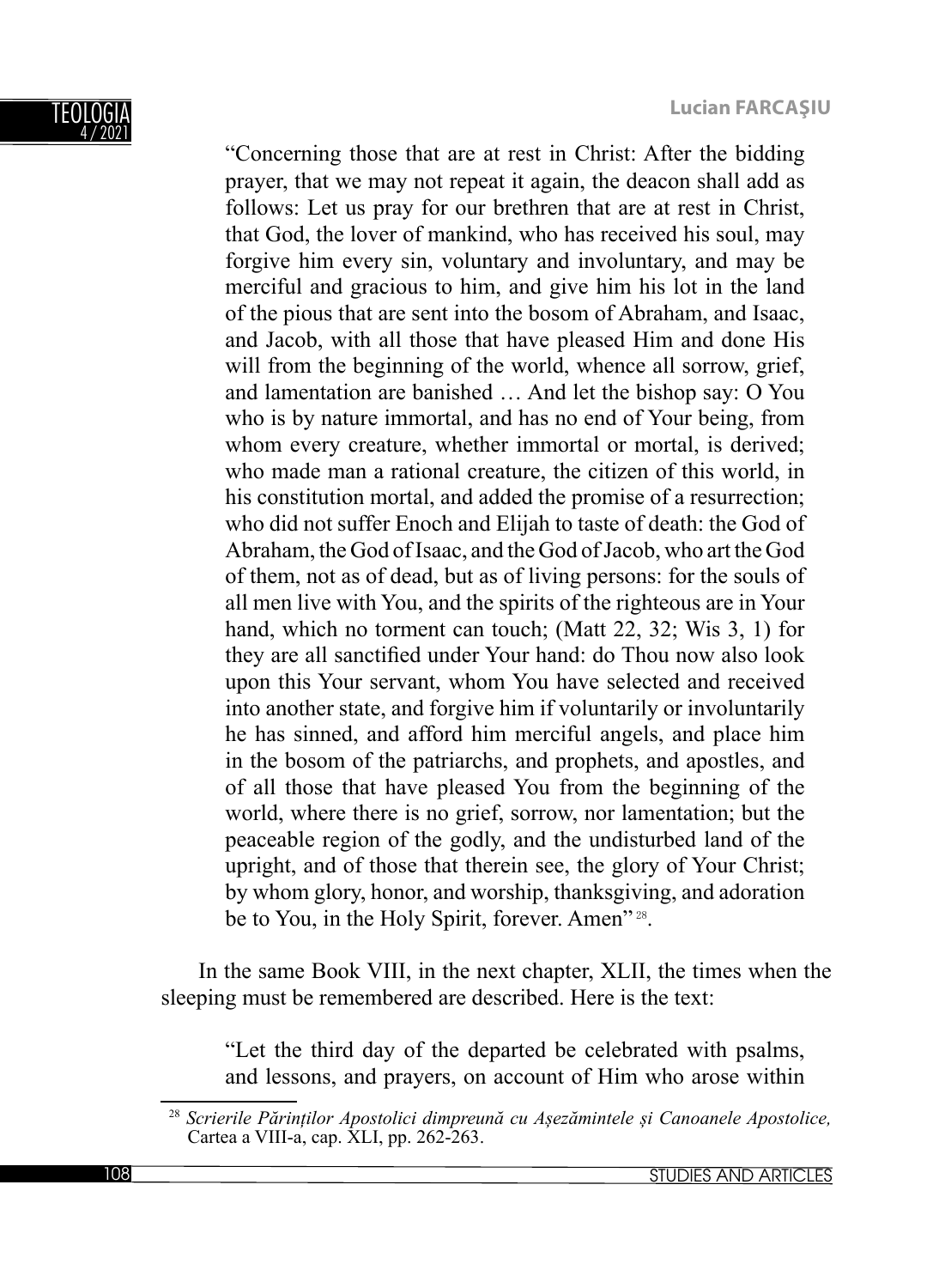> "Concerning those that are at rest in Christ: After the bidding prayer, that we may not repeat it again, the deacon shall add as follows: Let us pray for our brethren that are at rest in Christ, that God, the lover of mankind, who has received his soul, may forgive him every sin, voluntary and involuntary, and may be merciful and gracious to him, and give him his lot in the land of the pious that are sent into the bosom of Abraham, and Isaac, and Jacob, with all those that have pleased Him and done His will from the beginning of the world, whence all sorrow, grief, and lamentation are banished … And let the bishop say: O You who is by nature immortal, and has no end of Your being, from whom every creature, whether immortal or mortal, is derived; who made man a rational creature, the citizen of this world, in his constitution mortal, and added the promise of a resurrection; who did not suffer Enoch and Elijah to taste of death: the God of Abraham, the God of Isaac, and the God of Jacob, who art the God of them, not as of dead, but as of living persons: for the souls of all men live with You, and the spirits of the righteous are in Your hand, which no torment can touch; (Matt 22, 32; Wis 3, 1) for they are all sanctified under Your hand: do Thou now also look upon this Your servant, whom You have selected and received into another state, and forgive him if voluntarily or involuntarily he has sinned, and afford him merciful angels, and place him in the bosom of the patriarchs, and prophets, and apostles, and of all those that have pleased You from the beginning of the world, where there is no grief, sorrow, nor lamentation; but the peaceable region of the godly, and the undisturbed land of the upright, and of those that therein see, the glory of Your Christ; by whom glory, honor, and worship, thanksgiving, and adoration be to You, in the Holy Spirit, forever. Amen"[28].

In the same Book VIII, in the next chapter, XLII, the times when the sleeping must be remembered are described. Here is the text:

> "Let the third day of the departed be celebrated with psalms, and lessons, and prayers, on account of Him who arose within

---

[28] *Scrierile Părinților Apostolici dimpreună cu Așezămintele și Canoanele Apostolice,* Cartea a VIII-a, cap. XLI, pp. 262-263.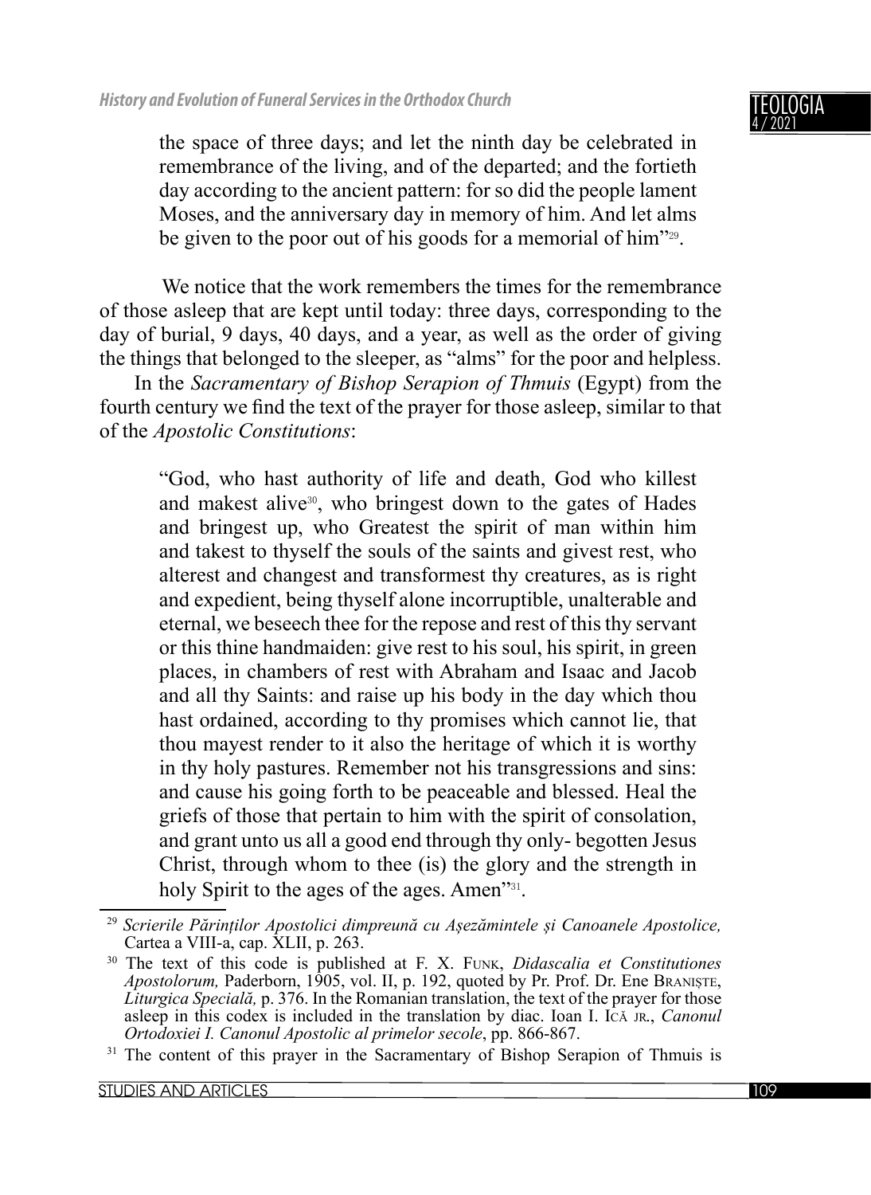> the space of three days; and let the ninth day be celebrated in remembrance of the living, and of the departed; and the fortieth day according to the ancient pattern: for so did the people lament Moses, and the anniversary day in memory of him. And let alms be given to the poor out of his goods for a memorial of him"[29].

We notice that the work remembers the times for the remembrance of those asleep that are kept until today: three days, corresponding to the day of burial, 9 days, 40 days, and a year, as well as the order of giving the things that belonged to the sleeper, as "alms" for the poor and helpless.

In the *Sacramentary of Bishop Serapion of Thmuis* (Egypt) from the fourth century we find the text of the prayer for those asleep, similar to that of the *Apostolic Constitutions*:

> "God, who hast authority of life and death, God who killest and makest alive[30], who bringest down to the gates of Hades and bringest up, who Greatest the spirit of man within him and takest to thyself the souls of the saints and givest rest, who alterest and changest and transformest thy creatures, as is right and expedient, being thyself alone incorruptible, unalterable and eternal, we beseech thee for the repose and rest of this thy servant or this thine handmaiden: give rest to his soul, his spirit, in green places, in chambers of rest with Abraham and Isaac and Jacob and all thy Saints: and raise up his body in the day which thou hast ordained, according to thy promises which cannot lie, that thou mayest render to it also the heritage of which it is worthy in thy holy pastures. Remember not his transgressions and sins: and cause his going forth to be peaceable and blessed. Heal the griefs of those that pertain to him with the spirit of consolation, and grant unto us all a good end through thy only- begotten Jesus Christ, through whom to thee (is) the glory and the strength in holy Spirit to the ages of the ages. Amen"[31].

---

[29] *Scrierile Părinților Apostolici dimpreună cu Așezămintele și Canoanele Apostolice,* Cartea a VIII-a, cap. XLII, p. 263.

[30] The text of this code is published at F. X. Funk, *Didascalia et Constitutiones Apostolorum,* Paderborn, 1905, vol. II, p. 192, quoted by Pr. Prof. Dr. Ene Braniște, *Liturgica Specială,* p. 376. In the Romanian translation, the text of the prayer for those asleep in this codex is included in the translation by diac. Ioan I. Ică jr., *Canonul Ortodoxiei I. Canonul Apostolic al primelor secole*, pp. 866-867.

[31] The content of this prayer in the Sacramentary of Bishop Serapion of Thmuis is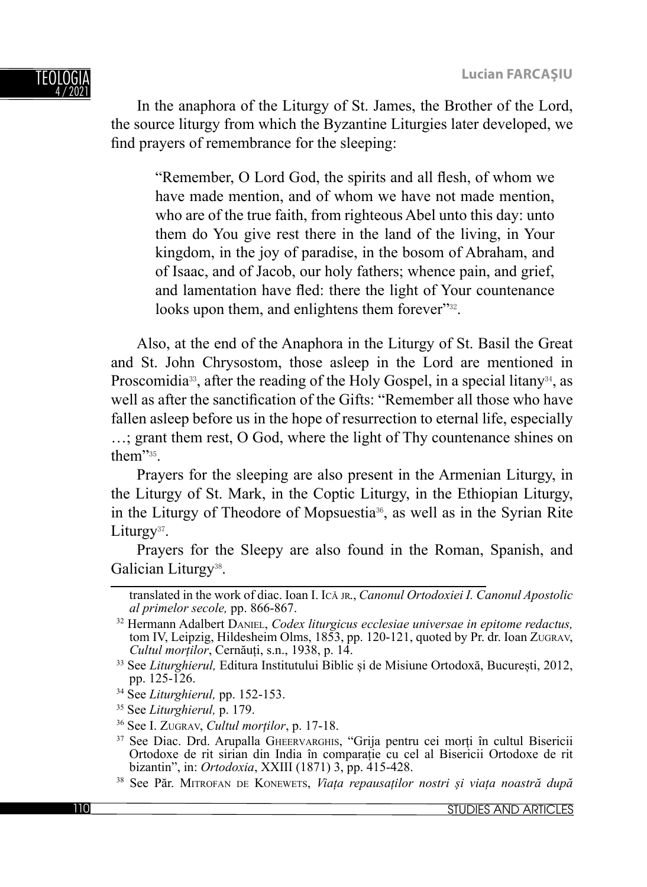In the anaphora of the Liturgy of St. James, the Brother of the Lord, the source liturgy from which the Byzantine Liturgies later developed, we find prayers of remembrance for the sleeping:

> "Remember, O Lord God, the spirits and all flesh, of whom we have made mention, and of whom we have not made mention, who are of the true faith, from righteous Abel unto this day: unto them do You give rest there in the land of the living, in Your kingdom, in the joy of paradise, in the bosom of Abraham, and of Isaac, and of Jacob, our holy fathers; whence pain, and grief, and lamentation have fled: there the light of Your countenance looks upon them, and enlightens them forever"[32].

Also, at the end of the Anaphora in the Liturgy of St. Basil the Great and St. John Chrysostom, those asleep in the Lord are mentioned in Proscomidia[33], after the reading of the Holy Gospel, in a special litany[34], as well as after the sanctification of the Gifts: "Remember all those who have fallen asleep before us in the hope of resurrection to eternal life, especially …; grant them rest, O God, where the light of Thy countenance shines on them"[35].

Prayers for the sleeping are also present in the Armenian Liturgy, in the Liturgy of St. Mark, in the Coptic Liturgy, in the Ethiopian Liturgy, in the Liturgy of Theodore of Mopsuestia[36], as well as in the Syrian Rite Liturgy[37].

Prayers for the Sleepy are also found in the Roman, Spanish, and Galician Liturgy[38].

---

translated in the work of diac. Ioan I. Ică jr., *Canonul Ortodoxiei I. Canonul Apostolic al primelor secole,* pp. 866-867.

[32] Hermann Adalbert Daniel, *Codex liturgicus ecclesiae universae in epitome redactus,* tom IV, Leipzig, Hildesheim Olms, 1853, pp. 120-121, quoted by Pr. dr. Ioan Zugrav, *Cultul morților*, Cernăuți, s.n., 1938, p. 14.

[33] See *Liturghierul,* Editura Institutului Biblic și de Misiune Ortodoxă, București, 2012, pp. 125-126.

[34] See *Liturghierul,* pp. 152-153.

[35] See *Liturghierul,* p. 179.

[36] See I. Zugrav, *Cultul morților*, p. 17-18.

[37] See Diac. Drd. Arupalla Gheervarghis, "Grija pentru cei morți în cultul Bisericii Ortodoxe de rit sirian din India în comparație cu cel al Bisericii Ortodoxe de rit bizantin", in: *Ortodoxia*, XXIII (1871) 3, pp. 415-428.

[38] See Păr. Mitrofan de Konewets, *Viața repausaților nostri și viața noastră după*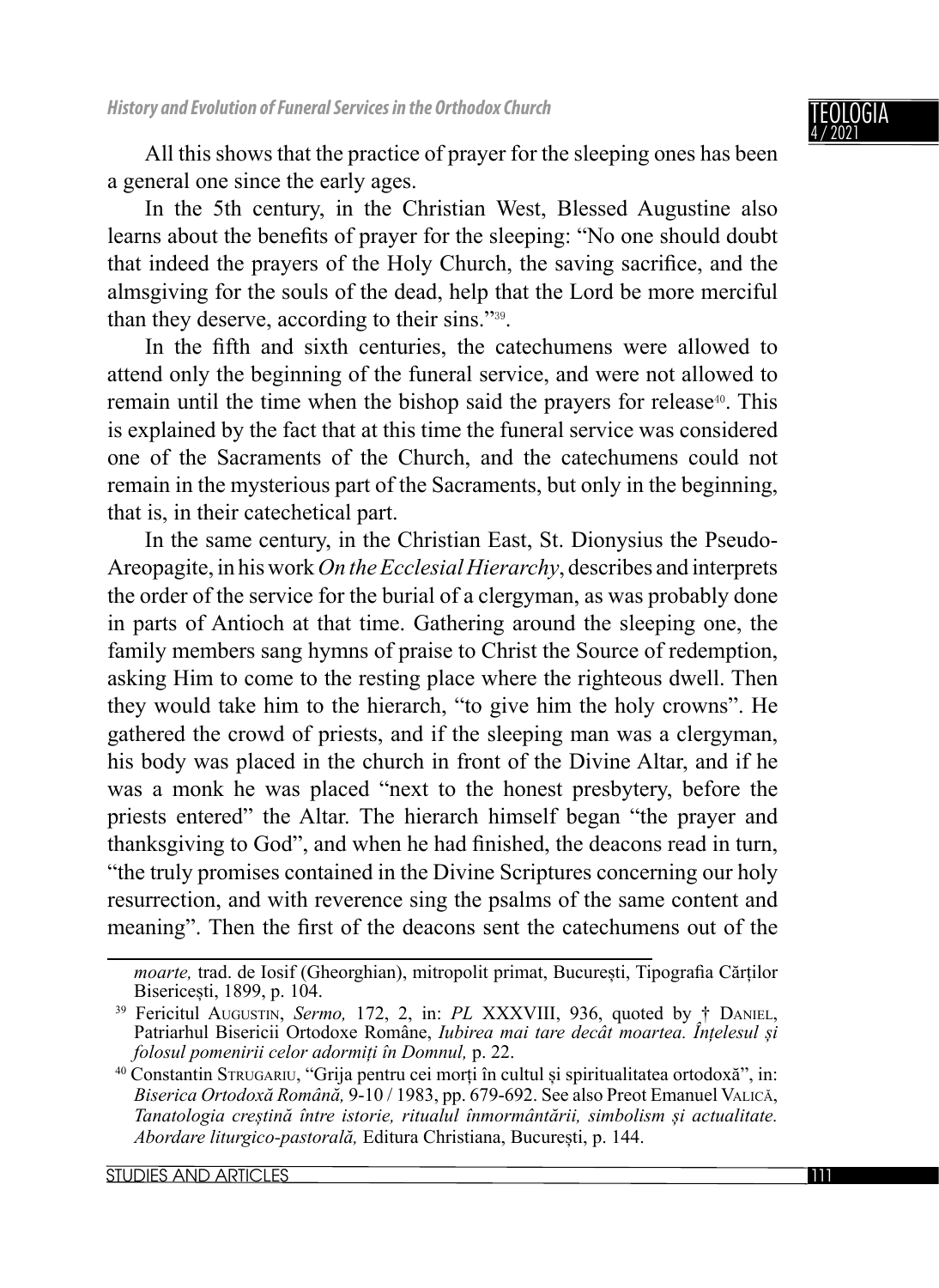All this shows that the practice of prayer for the sleeping ones has been a general one since the early ages.

In the 5th century, in the Christian West, Blessed Augustine also learns about the benefits of prayer for the sleeping: "No one should doubt that indeed the prayers of the Holy Church, the saving sacrifice, and the almsgiving for the souls of the dead, help that the Lord be more merciful than they deserve, according to their sins."[39].

In the fifth and sixth centuries, the catechumens were allowed to attend only the beginning of the funeral service, and were not allowed to remain until the time when the bishop said the prayers for release[40]. This is explained by the fact that at this time the funeral service was considered one of the Sacraments of the Church, and the catechumens could not remain in the mysterious part of the Sacraments, but only in the beginning, that is, in their catechetical part.

In the same century, in the Christian East, St. Dionysius the Pseudo-Areopagite, in his work *On the Ecclesial Hierarchy*, describes and interprets the order of the service for the burial of a clergyman, as was probably done in parts of Antioch at that time. Gathering around the sleeping one, the family members sang hymns of praise to Christ the Source of redemption, asking Him to come to the resting place where the righteous dwell. Then they would take him to the hierarch, "to give him the holy crowns". He gathered the crowd of priests, and if the sleeping man was a clergyman, his body was placed in the church in front of the Divine Altar, and if he was a monk he was placed "next to the honest presbytery, before the priests entered" the Altar. The hierarch himself began "the prayer and thanksgiving to God", and when he had finished, the deacons read in turn, "the truly promises contained in the Divine Scriptures concerning our holy resurrection, and with reverence sing the psalms of the same content and meaning". Then the first of the deacons sent the catechumens out of the

---

*moarte,* trad. de Iosif (Gheorghian), mitropolit primat, București, Tipografia Cărților Bisericești, 1899, p. 104.

[39] Fericitul Augustin, *Sermo,* 172, 2, in: *PL* XXXVIII, 936, quoted by † Daniel, Patriarhul Bisericii Ortodoxe Române, *Iubirea mai tare decât moartea. Înțelesul și folosul pomenirii celor adormiți în Domnul,* p. 22.

[40] Constantin Strugariu, "Grija pentru cei morți în cultul și spiritualitatea ortodoxă", in: *Biserica Ortodoxă Română,* 9-10 / 1983, pp. 679-692. See also Preot Emanuel Valică, *Tanatologia creștină între istorie, ritualul înmormântării, simbolism și actualitate. Abordare liturgico-pastorală,* Editura Christiana, București, p. 144.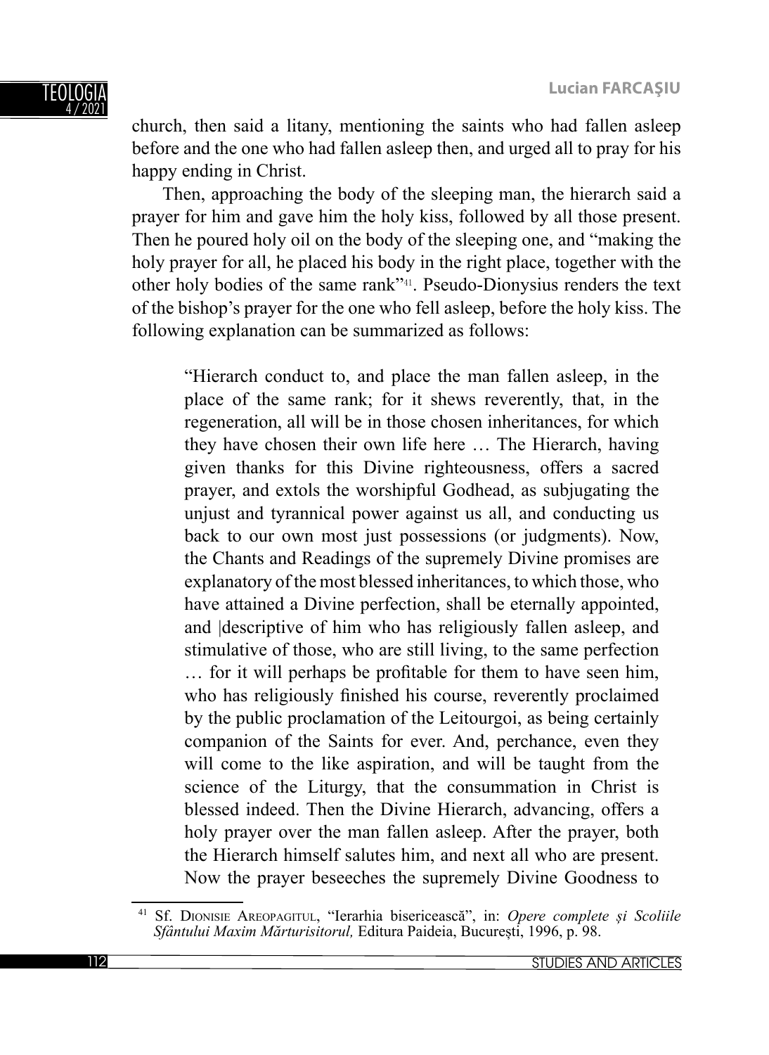church, then said a litany, mentioning the saints who had fallen asleep before and the one who had fallen asleep then, and urged all to pray for his happy ending in Christ.

Then, approaching the body of the sleeping man, the hierarch said a prayer for him and gave him the holy kiss, followed by all those present. Then he poured holy oil on the body of the sleeping one, and "making the holy prayer for all, he placed his body in the right place, together with the other holy bodies of the same rank"[41]. Pseudo-Dionysius renders the text of the bishop's prayer for the one who fell asleep, before the holy kiss. The following explanation can be summarized as follows:

> "Hierarch conduct to, and place the man fallen asleep, in the place of the same rank; for it shews reverently, that, in the regeneration, all will be in those chosen inheritances, for which they have chosen their own life here … The Hierarch, having given thanks for this Divine righteousness, offers a sacred prayer, and extols the worshipful Godhead, as subjugating the unjust and tyrannical power against us all, and conducting us back to our own most just possessions (or judgments). Now, the Chants and Readings of the supremely Divine promises are explanatory of the most blessed inheritances, to which those, who have attained a Divine perfection, shall be eternally appointed, and |descriptive of him who has religiously fallen asleep, and stimulative of those, who are still living, to the same perfection … for it will perhaps be profitable for them to have seen him, who has religiously finished his course, reverently proclaimed by the public proclamation of the Leitourgoi, as being certainly companion of the Saints for ever. And, perchance, even they will come to the like aspiration, and will be taught from the science of the Liturgy, that the consummation in Christ is blessed indeed. Then the Divine Hierarch, advancing, offers a holy prayer over the man fallen asleep. After the prayer, both the Hierarch himself salutes him, and next all who are present. Now the prayer beseeches the supremely Divine Goodness to

---

[41] Sf. Dionisie Areopagitul, "Ierarhia bisericească", in: *Opere complete și Scoliile Sfântului Maxim Mărturisitorul,* Editura Paideia, București, 1996, p. 98.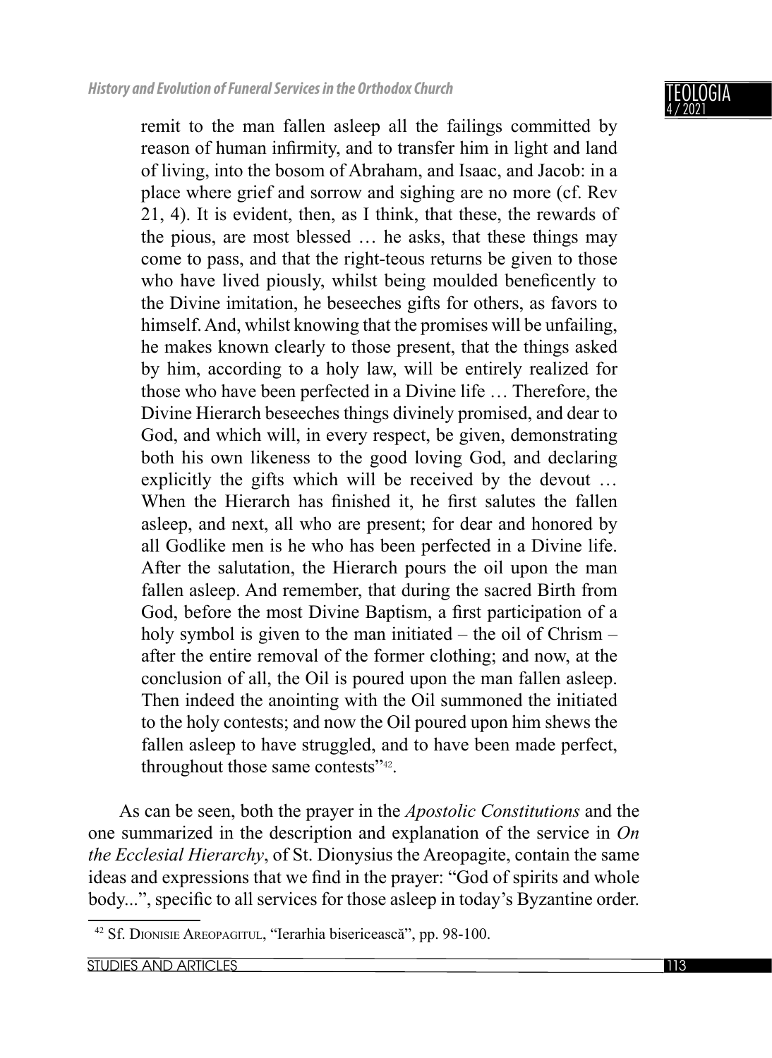remit to the man fallen asleep all the failings committed by reason of human infirmity, and to transfer him in light and land of living, into the bosom of Abraham, and Isaac, and Jacob: in a place where grief and sorrow and sighing are no more (cf. Rev 21, 4). It is evident, then, as I think, that these, the rewards of the pious, are most blessed … he asks, that these things may come to pass, and that the right-teous returns be given to those who have lived piously, whilst being moulded beneficently to the Divine imitation, he beseeches gifts for others, as favors to himself. And, whilst knowing that the promises will be unfailing, he makes known clearly to those present, that the things asked by him, according to a holy law, will be entirely realized for those who have been perfected in a Divine life … Therefore, the Divine Hierarch beseeches things divinely promised, and dear to God, and which will, in every respect, be given, demonstrating both his own likeness to the good loving God, and declaring explicitly the gifts which will be received by the devout … When the Hierarch has finished it, he first salutes the fallen asleep, and next, all who are present; for dear and honored by all Godlike men is he who has been perfected in a Divine life. After the salutation, the Hierarch pours the oil upon the man fallen asleep. And remember, that during the sacred Birth from God, before the most Divine Baptism, a first participation of a holy symbol is given to the man initiated – the oil of Chrism – after the entire removal of the former clothing; and now, at the conclusion of all, the Oil is poured upon the man fallen asleep. Then indeed the anointing with the Oil summoned the initiated to the holy contests; and now the Oil poured upon him shews the fallen asleep to have struggled, and to have been made perfect, throughout those same contests"[42].

As can be seen, both the prayer in the *Apostolic Constitutions* and the one summarized in the description and explanation of the service in *On the Ecclesial Hierarchy*, of St. Dionysius the Areopagite, contain the same ideas and expressions that we find in the prayer: "God of spirits and whole body...", specific to all services for those asleep in today's Byzantine order.

---

[42] Sf. Dionisie Areopagitul, "Ierarhia bisericească", pp. 98-100.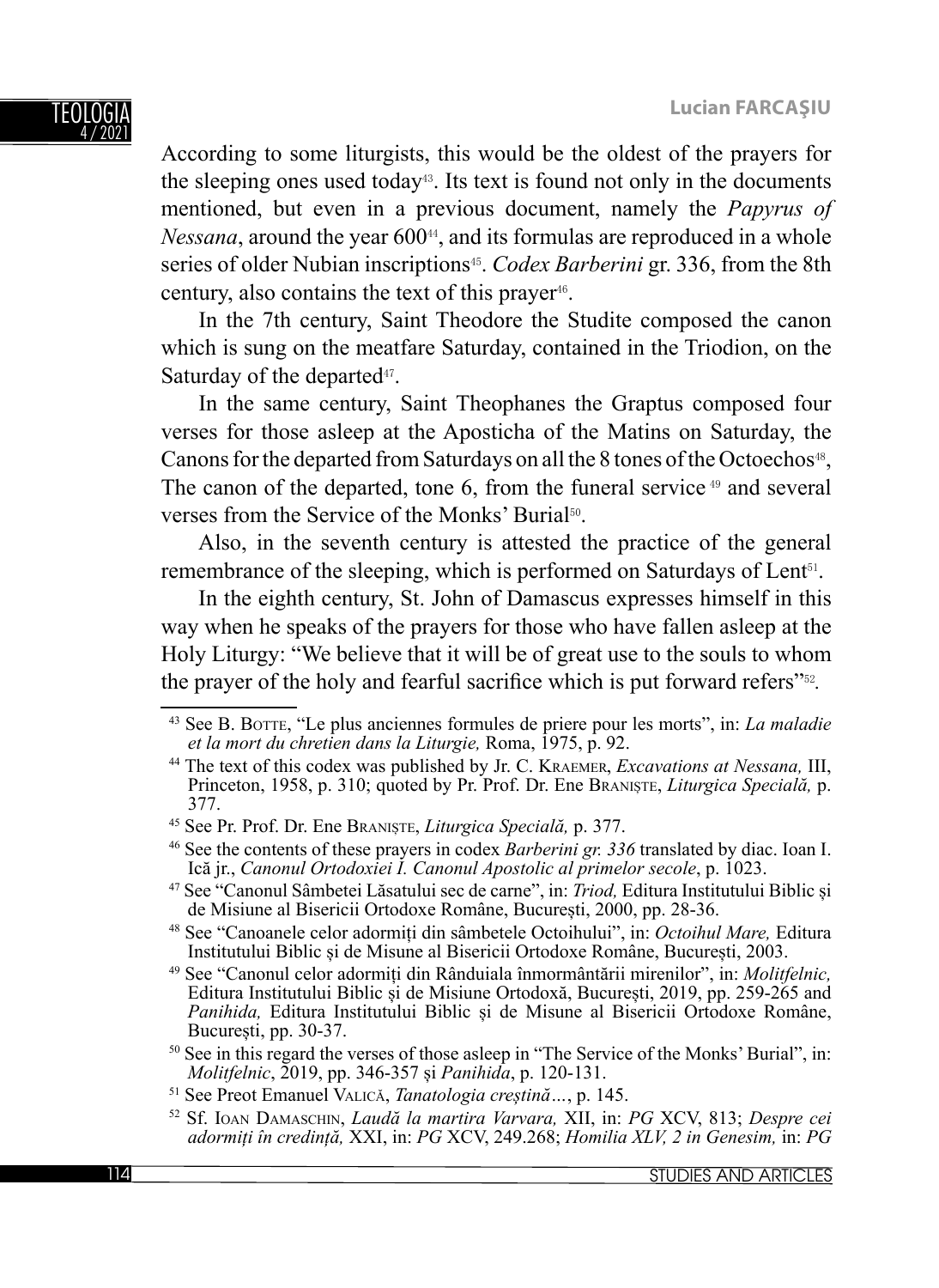According to some liturgists, this would be the oldest of the prayers for the sleeping ones used today[43]. Its text is found not only in the documents mentioned, but even in a previous document, namely the *Papyrus of Nessana*, around the year 600[44], and its formulas are reproduced in a whole series of older Nubian inscriptions[45]. *Codex Barberini* gr. 336, from the 8th century, also contains the text of this prayer[46].

In the 7th century, Saint Theodore the Studite composed the canon which is sung on the meatfare Saturday, contained in the Triodion, on the Saturday of the departed[47].

In the same century, Saint Theophanes the Graptus composed four verses for those asleep at the Aposticha of the Matins on Saturday, the Canons for the departed from Saturdays on all the 8 tones of the Octoechos[48], The canon of the departed, tone 6, from the funeral service[49] and several verses from the Service of the Monks' Burial[50].

Also, in the seventh century is attested the practice of the general remembrance of the sleeping, which is performed on Saturdays of Lent[51].

In the eighth century, St. John of Damascus expresses himself in this way when he speaks of the prayers for those who have fallen asleep at the Holy Liturgy: "We believe that it will be of great use to the souls to whom the prayer of the holy and fearful sacrifice which is put forward refers"[52].

---

[43] See B. Botte, "Le plus anciennes formules de priere pour les morts", in: *La maladie et la mort du chretien dans la Liturgie,* Roma, 1975, p. 92.

[44] The text of this codex was published by Jr. C. Kraemer, *Excavations at Nessana,* III, Princeton, 1958, p. 310; quoted by Pr. Prof. Dr. Ene Braniște, *Liturgica Specială,* p. 377.

[45] See Pr. Prof. Dr. Ene Braniște, *Liturgica Specială,* p. 377.

[46] See the contents of these prayers in codex *Barberini gr. 336* translated by diac. Ioan I. Ică jr., *Canonul Ortodoxiei I. Canonul Apostolic al primelor secole*, p. 1023.

[47] See "Canonul Sâmbetei Lăsatului sec de carne", in: *Triod,* Editura Institutului Biblic și de Misiune al Bisericii Ortodoxe Române, București, 2000, pp. 28-36.

[48] See "Canoanele celor adormiți din sâmbetele Octoihului", in: *Octoihul Mare,* Editura Institutului Biblic și de Misune al Bisericii Ortodoxe Române, București, 2003.

[49] See "Canonul celor adormiți din Rânduiala înmormântării mirenilor", in: *Molitfelnic,* Editura Institutului Biblic și de Misiune Ortodoxă, București, 2019, pp. 259-265 and *Panihida,* Editura Institutului Biblic și de Misune al Bisericii Ortodoxe Române, București, pp. 30-37.

[50] See in this regard the verses of those asleep in "The Service of the Monks' Burial", in: *Molitfelnic*, 2019, pp. 346-357 și *Panihida*, p. 120-131.

[51] See Preot Emanuel Valică, *Tanatologia creștină*..., p. 145.

[52] Sf. Ioan Damaschin, *Laudă la martira Varvara,* XII, in: *PG* XCV, 813; *Despre cei adormiți în credință,* XXI, in: *PG* XCV, 249.268; *Homilia XLV, 2 in Genesim,* in: *PG*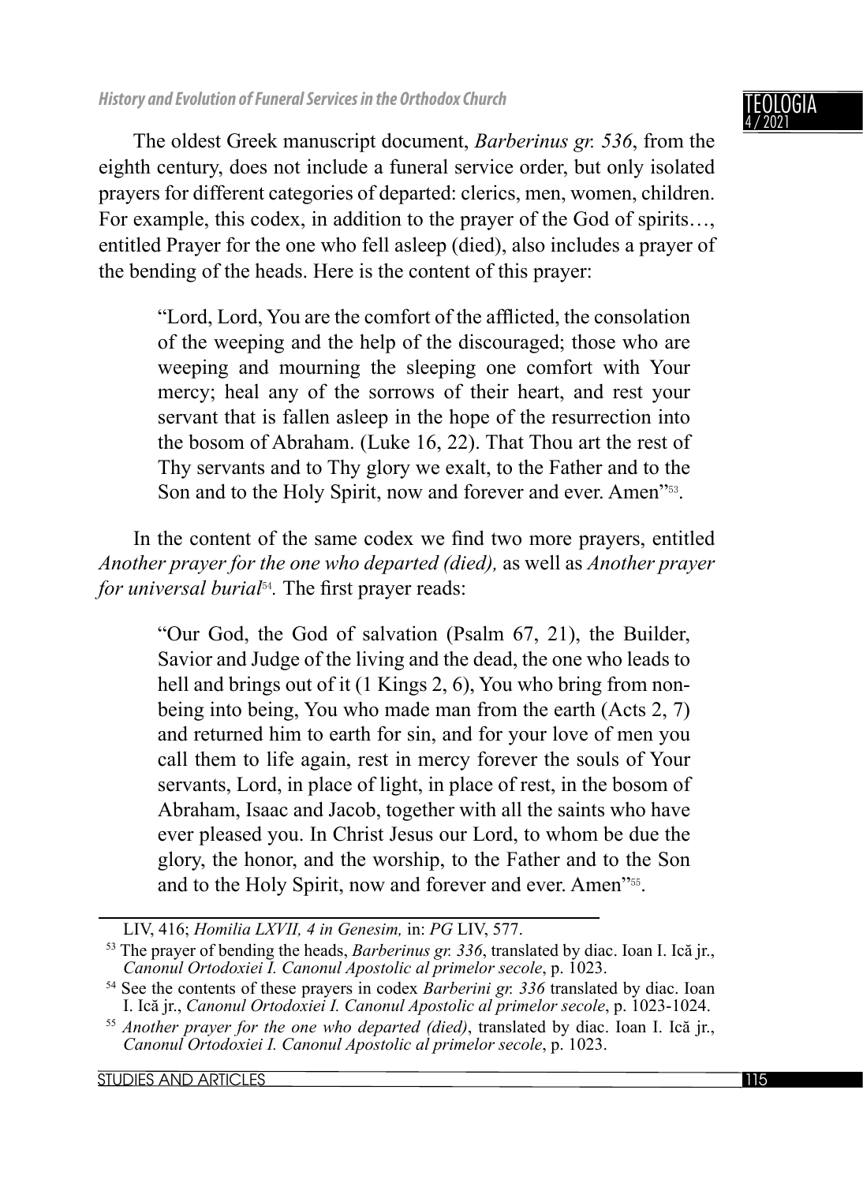The oldest Greek manuscript document, *Barberinus gr. 536*, from the eighth century, does not include a funeral service order, but only isolated prayers for different categories of departed: clerics, men, women, children. For example, this codex, in addition to the prayer of the God of spirits…, entitled Prayer for the one who fell asleep (died), also includes a prayer of the bending of the heads. Here is the content of this prayer:

> "Lord, Lord, You are the comfort of the afflicted, the consolation of the weeping and the help of the discouraged; those who are weeping and mourning the sleeping one comfort with Your mercy; heal any of the sorrows of their heart, and rest your servant that is fallen asleep in the hope of the resurrection into the bosom of Abraham. (Luke 16, 22). That Thou art the rest of Thy servants and to Thy glory we exalt, to the Father and to the Son and to the Holy Spirit, now and forever and ever. Amen"[53].

In the content of the same codex we find two more prayers, entitled *Another prayer for the one who departed (died),* as well as *Another prayer for universal burial*[54]*.* The first prayer reads:

> "Our God, the God of salvation (Psalm 67, 21), the Builder, Savior and Judge of the living and the dead, the one who leads to hell and brings out of it (1 Kings 2, 6), You who bring from non-being into being, You who made man from the earth (Acts 2, 7) and returned him to earth for sin, and for your love of men you call them to life again, rest in mercy forever the souls of Your servants, Lord, in place of light, in place of rest, in the bosom of Abraham, Isaac and Jacob, together with all the saints who have ever pleased you. In Christ Jesus our Lord, to whom be due the glory, the honor, and the worship, to the Father and to the Son and to the Holy Spirit, now and forever and ever. Amen"[55].

---

LIV, 416; *Homilia LXVII, 4 in Genesim,* in: *PG* LIV, 577.

[53] The prayer of bending the heads, *Barberinus gr. 336*, translated by diac. Ioan I. Ică jr., *Canonul Ortodoxiei I. Canonul Apostolic al primelor secole*, p. 1023.

[54] See the contents of these prayers in codex *Barberini gr. 336* translated by diac. Ioan I. Ică jr., *Canonul Ortodoxiei I. Canonul Apostolic al primelor secole*, p. 1023-1024.

[55] *Another prayer for the one who departed (died)*, translated by diac. Ioan I. Ică jr., *Canonul Ortodoxiei I. Canonul Apostolic al primelor secole*, p. 1023.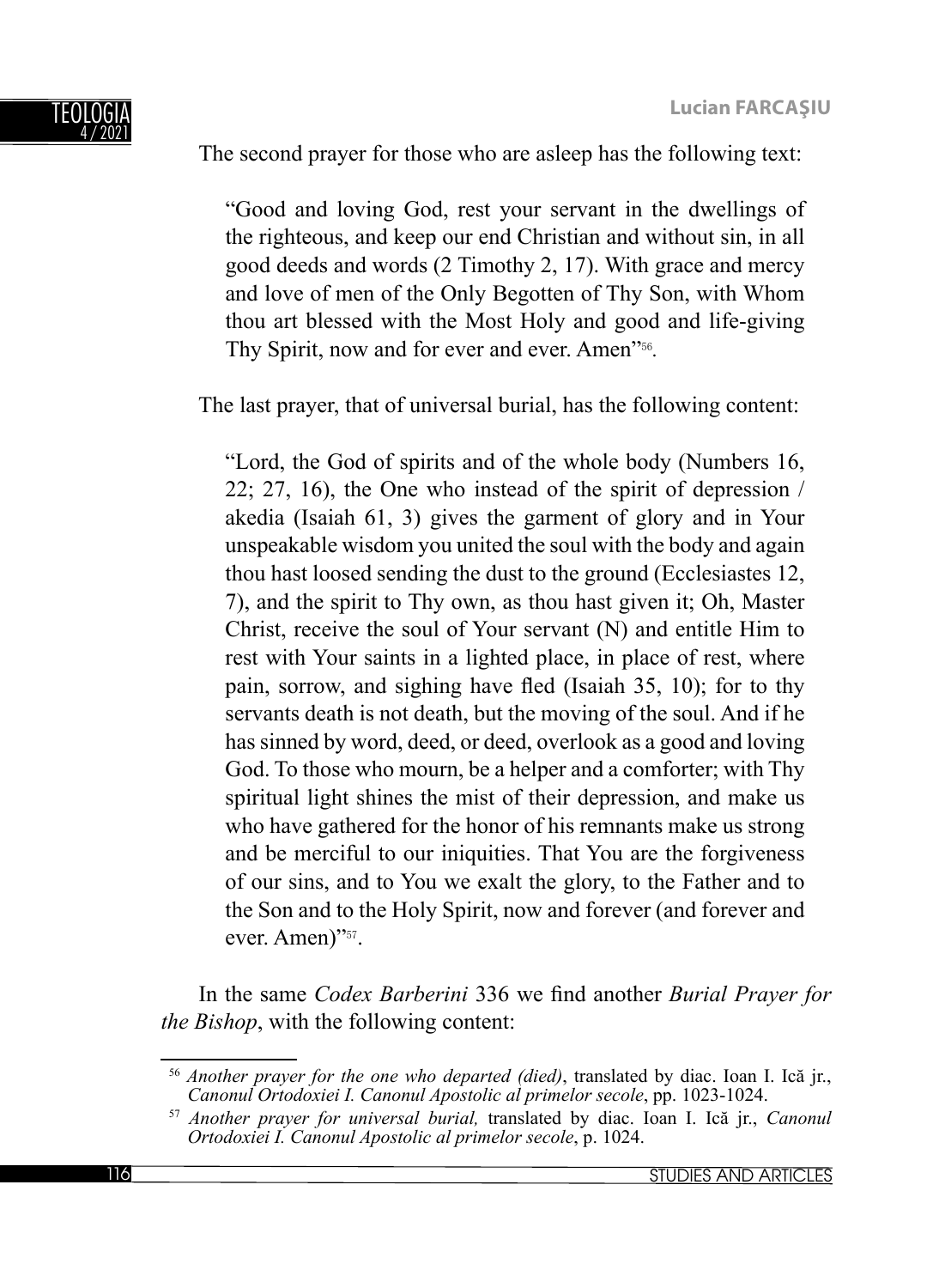The second prayer for those who are asleep has the following text:

> "Good and loving God, rest your servant in the dwellings of the righteous, and keep our end Christian and without sin, in all good deeds and words (2 Timothy 2, 17). With grace and mercy and love of men of the Only Begotten of Thy Son, with Whom thou art blessed with the Most Holy and good and life-giving Thy Spirit, now and for ever and ever. Amen"[56].

The last prayer, that of universal burial, has the following content:

> "Lord, the God of spirits and of the whole body (Numbers 16, 22; 27, 16), the One who instead of the spirit of depression / akedia (Isaiah 61, 3) gives the garment of glory and in Your unspeakable wisdom you united the soul with the body and again thou hast loosed sending the dust to the ground (Ecclesiastes 12, 7), and the spirit to Thy own, as thou hast given it; Oh, Master Christ, receive the soul of Your servant (N) and entitle Him to rest with Your saints in a lighted place, in place of rest, where pain, sorrow, and sighing have fled (Isaiah 35, 10); for to thy servants death is not death, but the moving of the soul. And if he has sinned by word, deed, or deed, overlook as a good and loving God. To those who mourn, be a helper and a comforter; with Thy spiritual light shines the mist of their depression, and make us who have gathered for the honor of his remnants make us strong and be merciful to our iniquities. That You are the forgiveness of our sins, and to You we exalt the glory, to the Father and to the Son and to the Holy Spirit, now and forever (and forever and ever. Amen)"[57].

In the same *Codex Barberini* 336 we find another *Burial Prayer for the Bishop*, with the following content:

---

[56] *Another prayer for the one who departed (died)*, translated by diac. Ioan I. Ică jr., *Canonul Ortodoxiei I. Canonul Apostolic al primelor secole*, pp. 1023-1024.

[57] *Another prayer for universal burial,* translated by diac. Ioan I. Ică jr., *Canonul Ortodoxiei I. Canonul Apostolic al primelor secole*, p. 1024.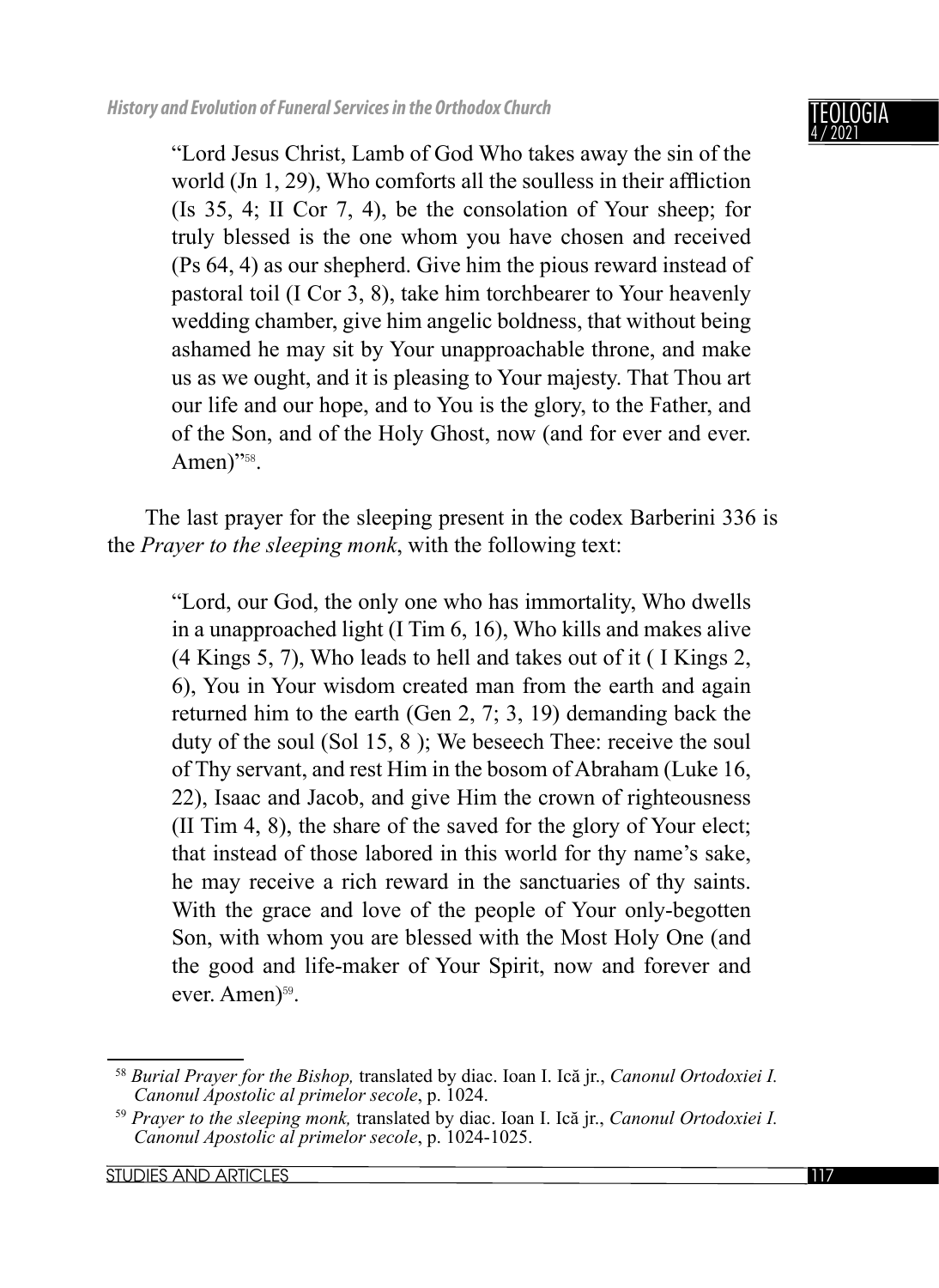> "Lord Jesus Christ, Lamb of God Who takes away the sin of the world (Jn 1, 29), Who comforts all the soulless in their affliction (Is 35, 4; II Cor 7, 4), be the consolation of Your sheep; for truly blessed is the one whom you have chosen and received (Ps 64, 4) as our shepherd. Give him the pious reward instead of pastoral toil (I Cor 3, 8), take him torchbearer to Your heavenly wedding chamber, give him angelic boldness, that without being ashamed he may sit by Your unapproachable throne, and make us as we ought, and it is pleasing to Your majesty. That Thou art our life and our hope, and to You is the glory, to the Father, and of the Son, and of the Holy Ghost, now (and for ever and ever. Amen)"[58].

The last prayer for the sleeping present in the codex Barberini 336 is the *Prayer to the sleeping monk*, with the following text:

> "Lord, our God, the only one who has immortality, Who dwells in a unapproached light (I Tim 6, 16), Who kills and makes alive (4 Kings 5, 7), Who leads to hell and takes out of it ( I Kings 2, 6), You in Your wisdom created man from the earth and again returned him to the earth (Gen 2, 7; 3, 19) demanding back the duty of the soul (Sol 15, 8 ); We beseech Thee: receive the soul of Thy servant, and rest Him in the bosom of Abraham (Luke 16, 22), Isaac and Jacob, and give Him the crown of righteousness (II Tim 4, 8), the share of the saved for the glory of Your elect; that instead of those labored in this world for thy name's sake, he may receive a rich reward in the sanctuaries of thy saints. With the grace and love of the people of Your only-begotten Son, with whom you are blessed with the Most Holy One (and the good and life-maker of Your Spirit, now and forever and ever. Amen)[59].

---

[58] *Burial Prayer for the Bishop,* translated by diac. Ioan I. Ică jr., *Canonul Ortodoxiei I. Canonul Apostolic al primelor secole*, p. 1024.

[59] *Prayer to the sleeping monk,* translated by diac. Ioan I. Ică jr., *Canonul Ortodoxiei I. Canonul Apostolic al primelor secole*, p. 1024-1025.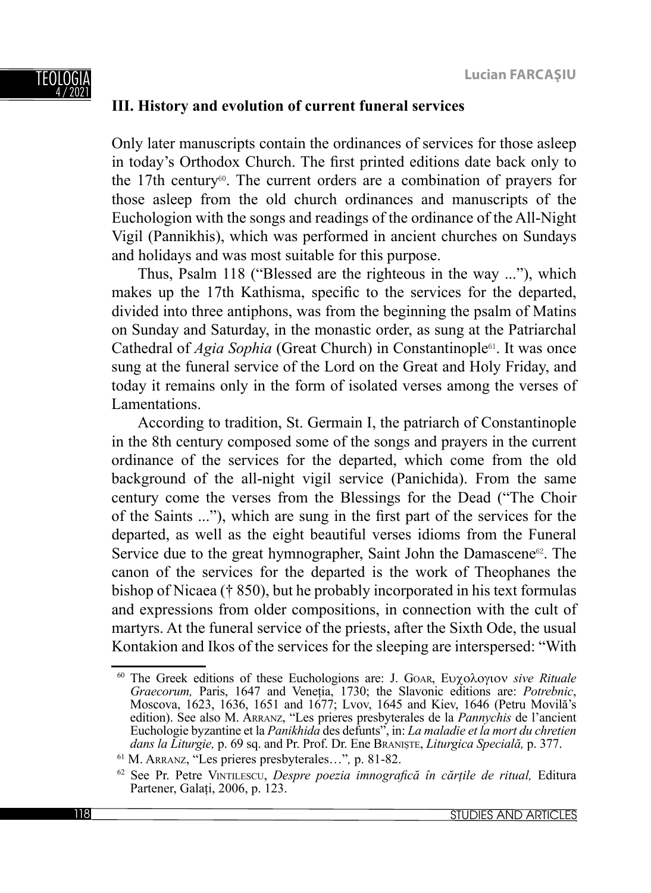## III. History and evolution of current funeral services

Only later manuscripts contain the ordinances of services for those asleep in today's Orthodox Church. The first printed editions date back only to the 17th century[60]. The current orders are a combination of prayers for those asleep from the old church ordinances and manuscripts of the Euchologion with the songs and readings of the ordinance of the All-Night Vigil (Pannikhis), which was performed in ancient churches on Sundays and holidays and was most suitable for this purpose.

Thus, Psalm 118 ("Blessed are the righteous in the way ..."), which makes up the 17th Kathisma, specific to the services for the departed, divided into three antiphons, was from the beginning the psalm of Matins on Sunday and Saturday, in the monastic order, as sung at the Patriarchal Cathedral of *Agia Sophia* (Great Church) in Constantinople[61]. It was once sung at the funeral service of the Lord on the Great and Holy Friday, and today it remains only in the form of isolated verses among the verses of Lamentations.

According to tradition, St. Germain I, the patriarch of Constantinople in the 8th century composed some of the songs and prayers in the current ordinance of the services for the departed, which come from the old background of the all-night vigil service (Panichida). From the same century come the verses from the Blessings for the Dead ("The Choir of the Saints ..."), which are sung in the first part of the services for the departed, as well as the eight beautiful verses idioms from the Funeral Service due to the great hymnographer, Saint John the Damascene[62]. The canon of the services for the departed is the work of Theophanes the bishop of Nicaea († 850), but he probably incorporated in his text formulas and expressions from older compositions, in connection with the cult of martyrs. At the funeral service of the priests, after the Sixth Ode, the usual Kontakion and Ikos of the services for the sleeping are interspersed: "With

---

[60] The Greek editions of these Euchologions are: J. Goar, Ευχολογιον *sive Rituale Graecorum,* Paris, 1647 and Veneția, 1730; the Slavonic editions are: *Potrebnic*, Moscova, 1623, 1636, 1651 and 1677; Lvov, 1645 and Kiev, 1646 (Petru Movilă's edition). See also M. Arranz, "Les prieres presbyterales de la *Pannychis* de l'ancient Euchologie byzantine et la *Panikhida* des defunts", in: *La maladie et la mort du chretien dans la Liturgie,* p. 69 sq. and Pr. Prof. Dr. Ene Braniște, *Liturgica Specială,* p. 377.

[61] M. Arranz, "Les prieres presbyterales…"*,* p. 81-82.

[62] See Pr. Petre Vintilescu, *Despre poezia imnografică în cărțile de ritual,* Editura Partener, Galați, 2006, p. 123.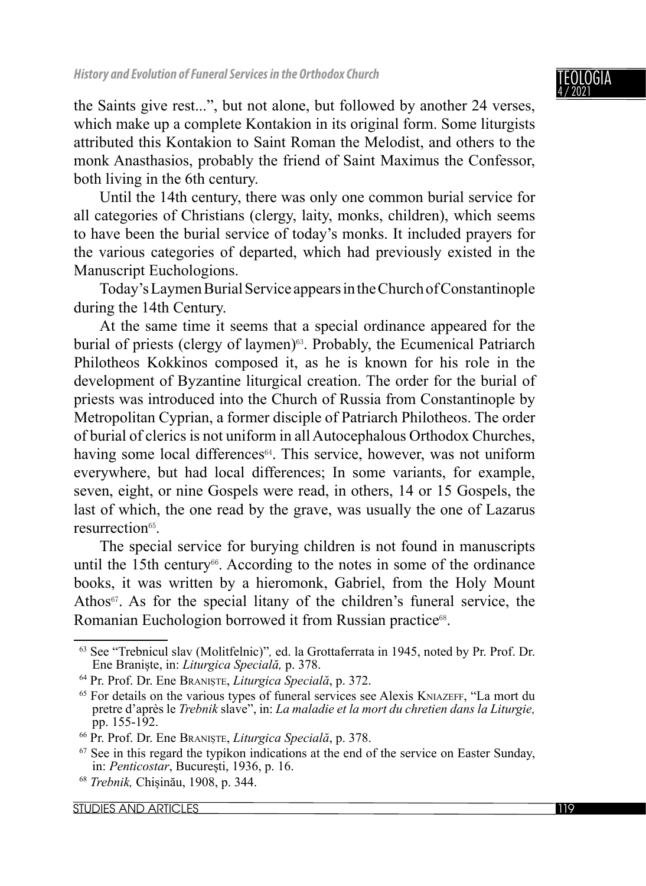the Saints give rest...", but not alone, but followed by another 24 verses, which make up a complete Kontakion in its original form. Some liturgists attributed this Kontakion to Saint Roman the Melodist, and others to the monk Anasthasios, probably the friend of Saint Maximus the Confessor, both living in the 6th century.

Until the 14th century, there was only one common burial service for all categories of Christians (clergy, laity, monks, children), which seems to have been the burial service of today's monks. It included prayers for the various categories of departed, which had previously existed in the Manuscript Euchologions.

Today's Laymen Burial Service appears in the Church of Constantinople during the 14th Century.

At the same time it seems that a special ordinance appeared for the burial of priests (clergy of laymen)[63]. Probably, the Ecumenical Patriarch Philotheos Kokkinos composed it, as he is known for his role in the development of Byzantine liturgical creation. The order for the burial of priests was introduced into the Church of Russia from Constantinople by Metropolitan Cyprian, a former disciple of Patriarch Philotheos. The order of burial of clerics is not uniform in all Autocephalous Orthodox Churches, having some local differences[64]. This service, however, was not uniform everywhere, but had local differences; In some variants, for example, seven, eight, or nine Gospels were read, in others, 14 or 15 Gospels, the last of which, the one read by the grave, was usually the one of Lazarus resurrection[65].

The special service for burying children is not found in manuscripts until the 15th century[66]. According to the notes in some of the ordinance books, it was written by a hieromonk, Gabriel, from the Holy Mount Athos[67]. As for the special litany of the children's funeral service, the Romanian Euchologion borrowed it from Russian practice[68].

---

[63] See "Trebnicul slav (Molitfelnic)", ed. la Grottaferrata in 1945, noted by Pr. Prof. Dr. Ene Braniște, in: *Liturgica Specială,* p. 378.

[64] Pr. Prof. Dr. Ene Braniște, *Liturgica Specială*, p. 372.

[65] For details on the various types of funeral services see Alexis Kniazeff, "La mort du pretre d'après le *Trebnik* slave", in: *La maladie et la mort du chretien dans la Liturgie,* pp. 155-192.

[66] Pr. Prof. Dr. Ene Braniște, *Liturgica Specială*, p. 378.

[67] See in this regard the typikon indications at the end of the service on Easter Sunday, in: *Penticostar*, București, 1936, p. 16.

[68] *Trebnik,* Chișinău, 1908, p. 344.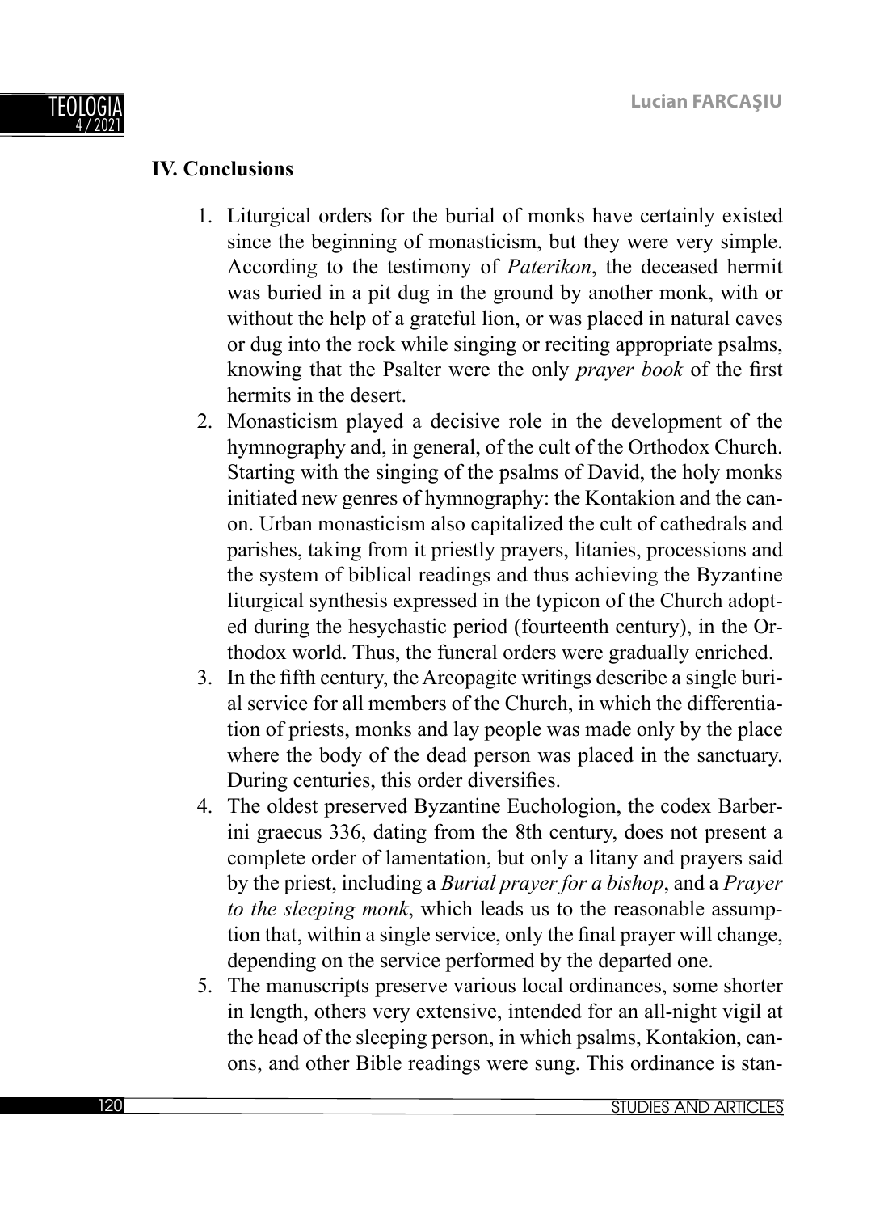## IV. Conclusions

1. Liturgical orders for the burial of monks have certainly existed since the beginning of monasticism, but they were very simple. According to the testimony of *Paterikon*, the deceased hermit was buried in a pit dug in the ground by another monk, with or without the help of a grateful lion, or was placed in natural caves or dug into the rock while singing or reciting appropriate psalms, knowing that the Psalter were the only *prayer book* of the first hermits in the desert.
2. Monasticism played a decisive role in the development of the hymnography and, in general, of the cult of the Orthodox Church. Starting with the singing of the psalms of David, the holy monks initiated new genres of hymnography: the Kontakion and the canon. Urban monasticism also capitalized the cult of cathedrals and parishes, taking from it priestly prayers, litanies, processions and the system of biblical readings and thus achieving the Byzantine liturgical synthesis expressed in the typicon of the Church adopted during the hesychastic period (fourteenth century), in the Orthodox world. Thus, the funeral orders were gradually enriched.
3. In the fifth century, the Areopagite writings describe a single burial service for all members of the Church, in which the differentiation of priests, monks and lay people was made only by the place where the body of the dead person was placed in the sanctuary. During centuries, this order diversifies.
4. The oldest preserved Byzantine Euchologion, the codex Barberini graecus 336, dating from the 8th century, does not present a complete order of lamentation, but only a litany and prayers said by the priest, including a *Burial prayer for a bishop*, and a *Prayer to the sleeping monk*, which leads us to the reasonable assumption that, within a single service, only the final prayer will change, depending on the service performed by the departed one.
5. The manuscripts preserve various local ordinances, some shorter in length, others very extensive, intended for an all-night vigil at the head of the sleeping person, in which psalms, Kontakion, canons, and other Bible readings were sung. This ordinance is stan-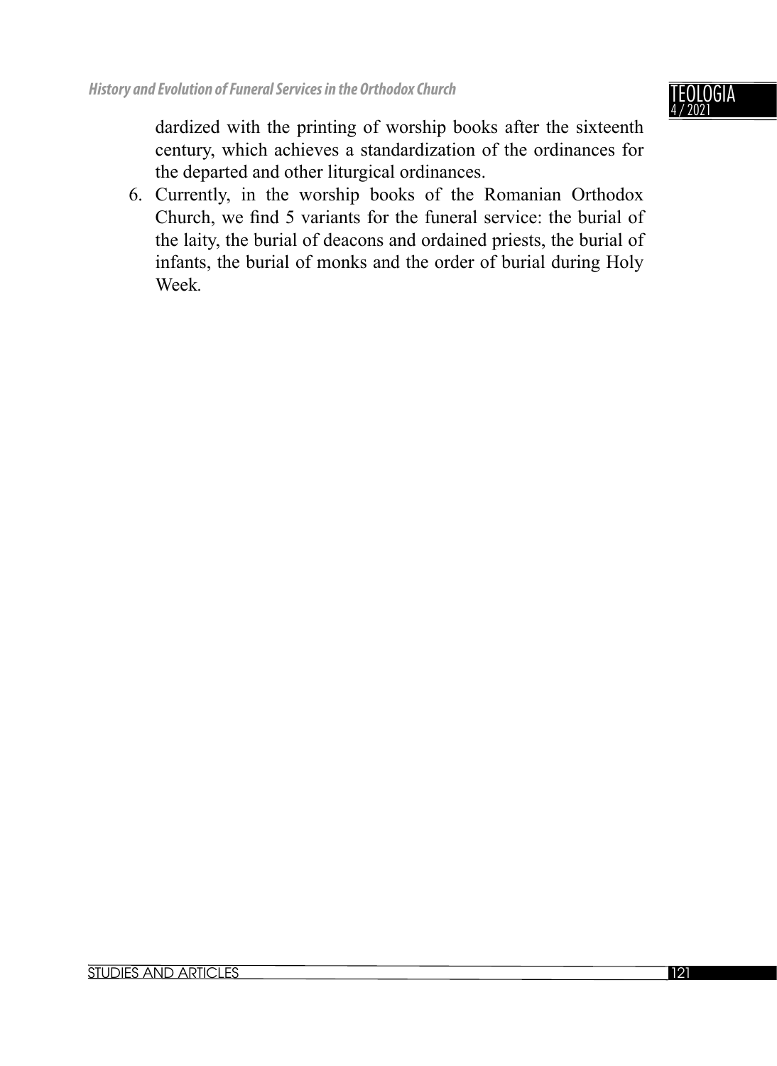dardized with the printing of worship books after the sixteenth century, which achieves a standardization of the ordinances for the departed and other liturgical ordinances.

6. Currently, in the worship books of the Romanian Orthodox Church, we find 5 variants for the funeral service: the burial of the laity, the burial of deacons and ordained priests, the burial of infants, the burial of monks and the order of burial during Holy Week.